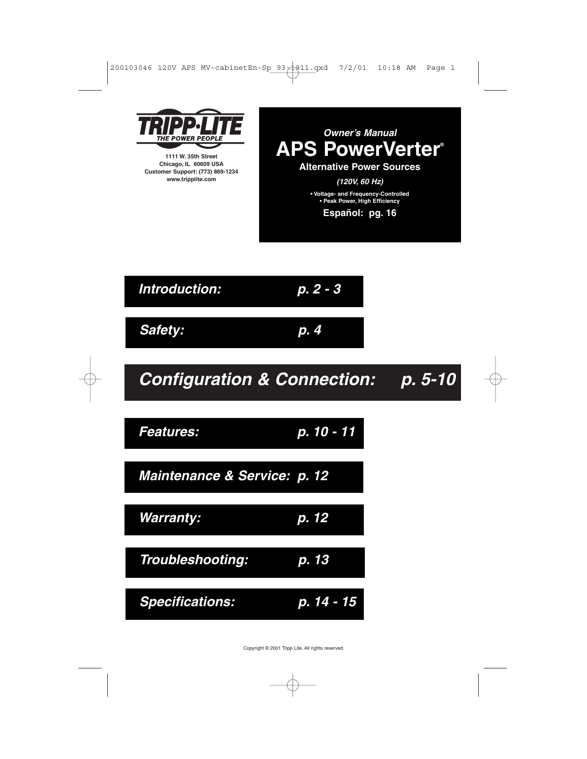**TRIPP·LITE**
**THE POWER PEOPLE**

**1111 W. 35th Street**
**Chicago, IL 60609 USA**
**Customer Support: (773) 869-1234**
**www.tripplite.com**

*Owner's Manual*

# APS PowerVerter®

**Alternative Power Sources**

*(120V, 60 Hz)*

- Voltage- and Frequency-Controlled
- Peak Power, High Efficiency

**Español: pg. 16**

| | |
|---|---|
| ***Introduction:*** | ***p. 2 - 3*** |
| ***Safety:*** | ***p. 4*** |
| ***Configuration & Connection:*** | ***p. 5-10*** |
| ***Features:*** | ***p. 10 - 11*** |
| ***Maintenance & Service:*** | ***p. 12*** |
| ***Warranty:*** | ***p. 12*** |
| ***Troubleshooting:*** | ***p. 13*** |
| ***Specifications:*** | ***p. 14 - 15*** |

Copyright © 2001 Tripp Lite. All rights reserved.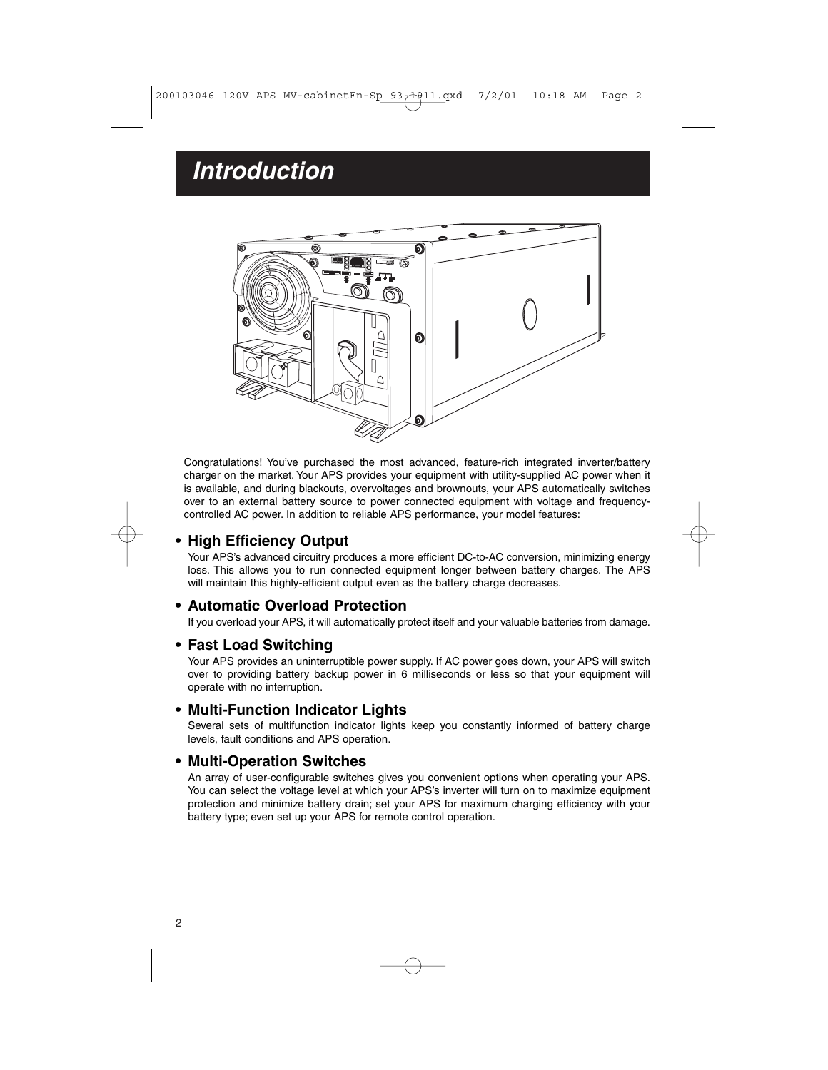# Introduction

Congratulations! You've purchased the most advanced, feature-rich integrated inverter/battery charger on the market. Your APS provides your equipment with utility-supplied AC power when it is available, and during blackouts, overvoltages and brownouts, your APS automatically switches over to an external battery source to power connected equipment with voltage and frequency-controlled AC power. In addition to reliable APS performance, your model features:

- **High Efficiency Output**

  Your APS's advanced circuitry produces a more efficient DC-to-AC conversion, minimizing energy loss. This allows you to run connected equipment longer between battery charges. The APS will maintain this highly-efficient output even as the battery charge decreases.

- **Automatic Overload Protection**

  If you overload your APS, it will automatically protect itself and your valuable batteries from damage.

- **Fast Load Switching**

  Your APS provides an uninterruptible power supply. If AC power goes down, your APS will switch over to providing battery backup power in 6 milliseconds or less so that your equipment will operate with no interruption.

- **Multi-Function Indicator Lights**

  Several sets of multifunction indicator lights keep you constantly informed of battery charge levels, fault conditions and APS operation.

- **Multi-Operation Switches**

  An array of user-configurable switches gives you convenient options when operating your APS. You can select the voltage level at which your APS's inverter will turn on to maximize equipment protection and minimize battery drain; set your APS for maximum charging efficiency with your battery type; even set up your APS for remote control operation.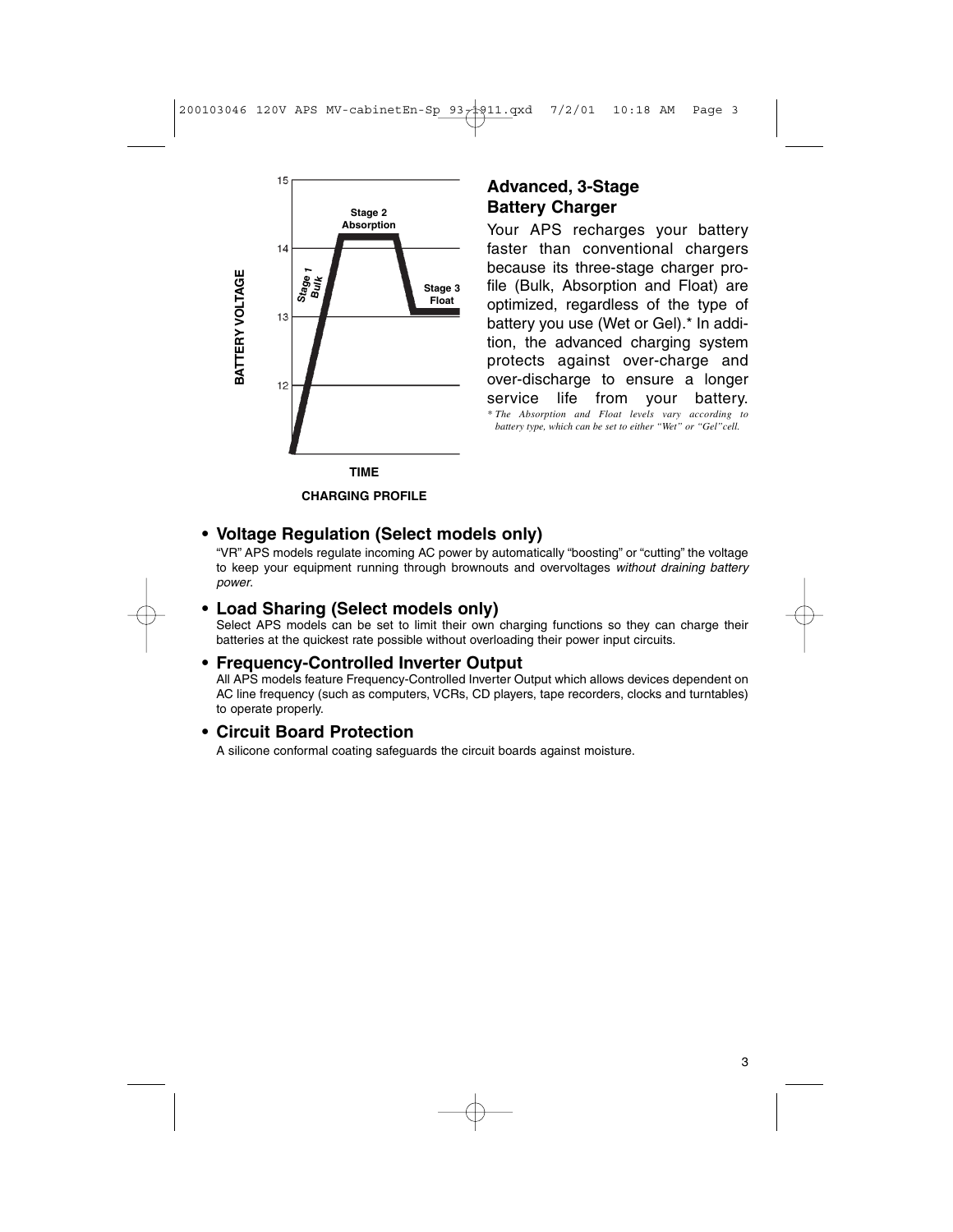## Advanced, 3-Stage Battery Charger

Your APS recharges your battery faster than conventional chargers because its three-stage charger profile (Bulk, Absorption and Float) are optimized, regardless of the type of battery you use (Wet or Gel).* In addition, the advanced charging system protects against over-charge and over-discharge to ensure a longer service life from your battery.

*\* The Absorption and Float levels vary according to battery type, which can be set to either "Wet" or "Gel" cell.*

CHARGING PROFILE

- **Voltage Regulation (Select models only)**
  "VR" APS models regulate incoming AC power by automatically "boosting" or "cutting" the voltage to keep your equipment running through brownouts and overvoltages *without draining battery power*.

- **Load Sharing (Select models only)**
  Select APS models can be set to limit their own charging functions so they can charge their batteries at the quickest rate possible without overloading their power input circuits.

- **Frequency-Controlled Inverter Output**
  All APS models feature Frequency-Controlled Inverter Output which allows devices dependent on AC line frequency (such as computers, VCRs, CD players, tape recorders, clocks and turntables) to operate properly.

- **Circuit Board Protection**
  A silicone conformal coating safeguards the circuit boards against moisture.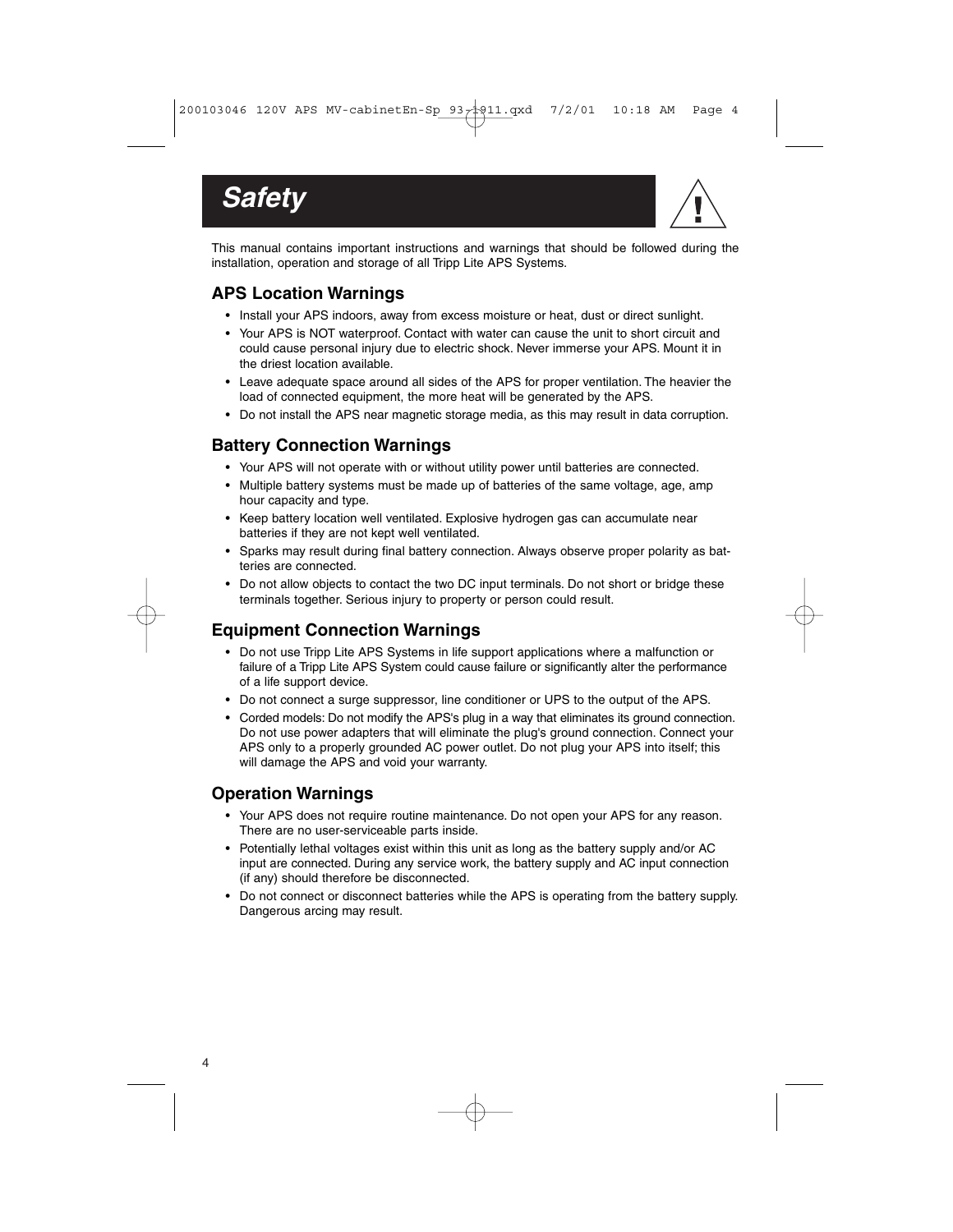# Safety

This manual contains important instructions and warnings that should be followed during the installation, operation and storage of all Tripp Lite APS Systems.

## APS Location Warnings

- Install your APS indoors, away from excess moisture or heat, dust or direct sunlight.
- Your APS is NOT waterproof. Contact with water can cause the unit to short circuit and could cause personal injury due to electric shock. Never immerse your APS. Mount it in the driest location available.
- Leave adequate space around all sides of the APS for proper ventilation. The heavier the load of connected equipment, the more heat will be generated by the APS.
- Do not install the APS near magnetic storage media, as this may result in data corruption.

## Battery Connection Warnings

- Your APS will not operate with or without utility power until batteries are connected.
- Multiple battery systems must be made up of batteries of the same voltage, age, amp hour capacity and type.
- Keep battery location well ventilated. Explosive hydrogen gas can accumulate near batteries if they are not kept well ventilated.
- Sparks may result during final battery connection. Always observe proper polarity as batteries are connected.
- Do not allow objects to contact the two DC input terminals. Do not short or bridge these terminals together. Serious injury to property or person could result.

## Equipment Connection Warnings

- Do not use Tripp Lite APS Systems in life support applications where a malfunction or failure of a Tripp Lite APS System could cause failure or significantly alter the performance of a life support device.
- Do not connect a surge suppressor, line conditioner or UPS to the output of the APS.
- Corded models: Do not modify the APS's plug in a way that eliminates its ground connection. Do not use power adapters that will eliminate the plug's ground connection. Connect your APS only to a properly grounded AC power outlet. Do not plug your APS into itself; this will damage the APS and void your warranty.

## Operation Warnings

- Your APS does not require routine maintenance. Do not open your APS for any reason. There are no user-serviceable parts inside.
- Potentially lethal voltages exist within this unit as long as the battery supply and/or AC input are connected. During any service work, the battery supply and AC input connection (if any) should therefore be disconnected.
- Do not connect or disconnect batteries while the APS is operating from the battery supply. Dangerous arcing may result.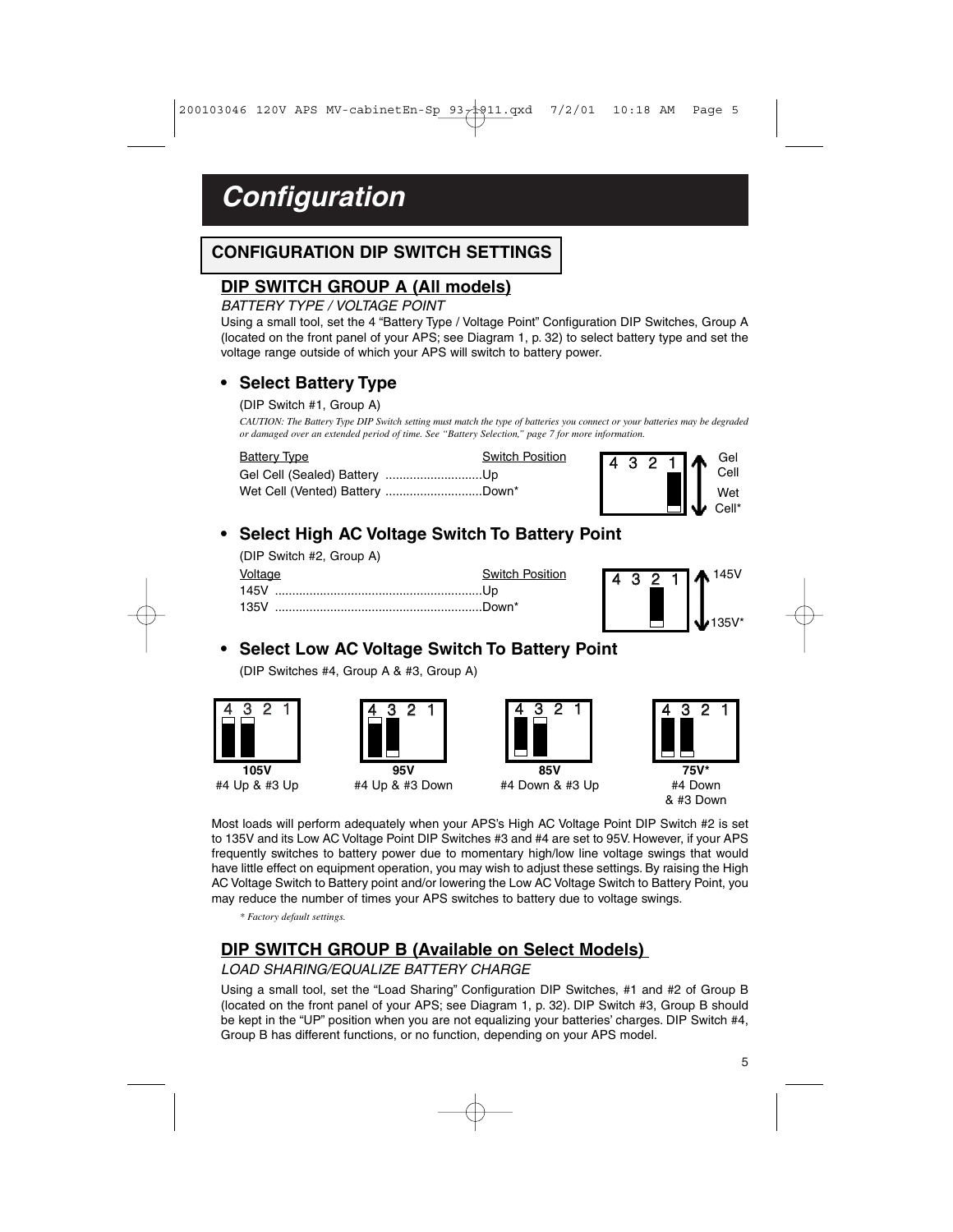# Configuration

## CONFIGURATION DIP SWITCH SETTINGS

### DIP SWITCH GROUP A (All models)

*BATTERY TYPE / VOLTAGE POINT*

Using a small tool, set the 4 "Battery Type / Voltage Point" Configuration DIP Switches, Group A (located on the front panel of your APS; see Diagram 1, p. 32) to select battery type and set the voltage range outside of which your APS will switch to battery power.

- **Select Battery Type**

(DIP Switch #1, Group A)

*CAUTION: The Battery Type DIP Switch setting must match the type of batteries you connect or your batteries may be degraded or damaged over an extended period of time. See "Battery Selection," page 7 for more information.*

| Battery Type | Switch Position |
|---|---|
| Gel Cell (Sealed) Battery | Up |
| Wet Cell (Vented) Battery | Down* |

4 3 2 1 — Gel Cell / Wet Cell*

- **Select High AC Voltage Switch To Battery Point**

(DIP Switch #2, Group A)

| Voltage | Switch Position |
|---|---|
| 145V | Up |
| 135V | Down* |

4 3 2 1 — 145V / 135V*

- **Select Low AC Voltage Switch To Battery Point**

(DIP Switches #4, Group A & #3, Group A)

| 105V | 95V | 85V | 75V* |
|---|---|---|---|
| #4 Up & #3 Up | #4 Up & #3 Down | #4 Down & #3 Up | #4 Down & #3 Down |

Most loads will perform adequately when your APS's High AC Voltage Point DIP Switch #2 is set to 135V and its Low AC Voltage Point DIP Switches #3 and #4 are set to 95V. However, if your APS frequently switches to battery power due to momentary high/low line voltage swings that would have little effect on equipment operation, you may wish to adjust these settings. By raising the High AC Voltage Switch to Battery point and/or lowering the Low AC Voltage Switch to Battery Point, you may reduce the number of times your APS switches to battery due to voltage swings.

*\* Factory default settings.*

### DIP SWITCH GROUP B (Available on Select Models)

*LOAD SHARING/EQUALIZE BATTERY CHARGE*

Using a small tool, set the "Load Sharing" Configuration DIP Switches, #1 and #2 of Group B (located on the front panel of your APS; see Diagram 1, p. 32). DIP Switch #3, Group B should be kept in the "UP" position when you are not equalizing your batteries' charges. DIP Switch #4, Group B has different functions, or no function, depending on your APS model.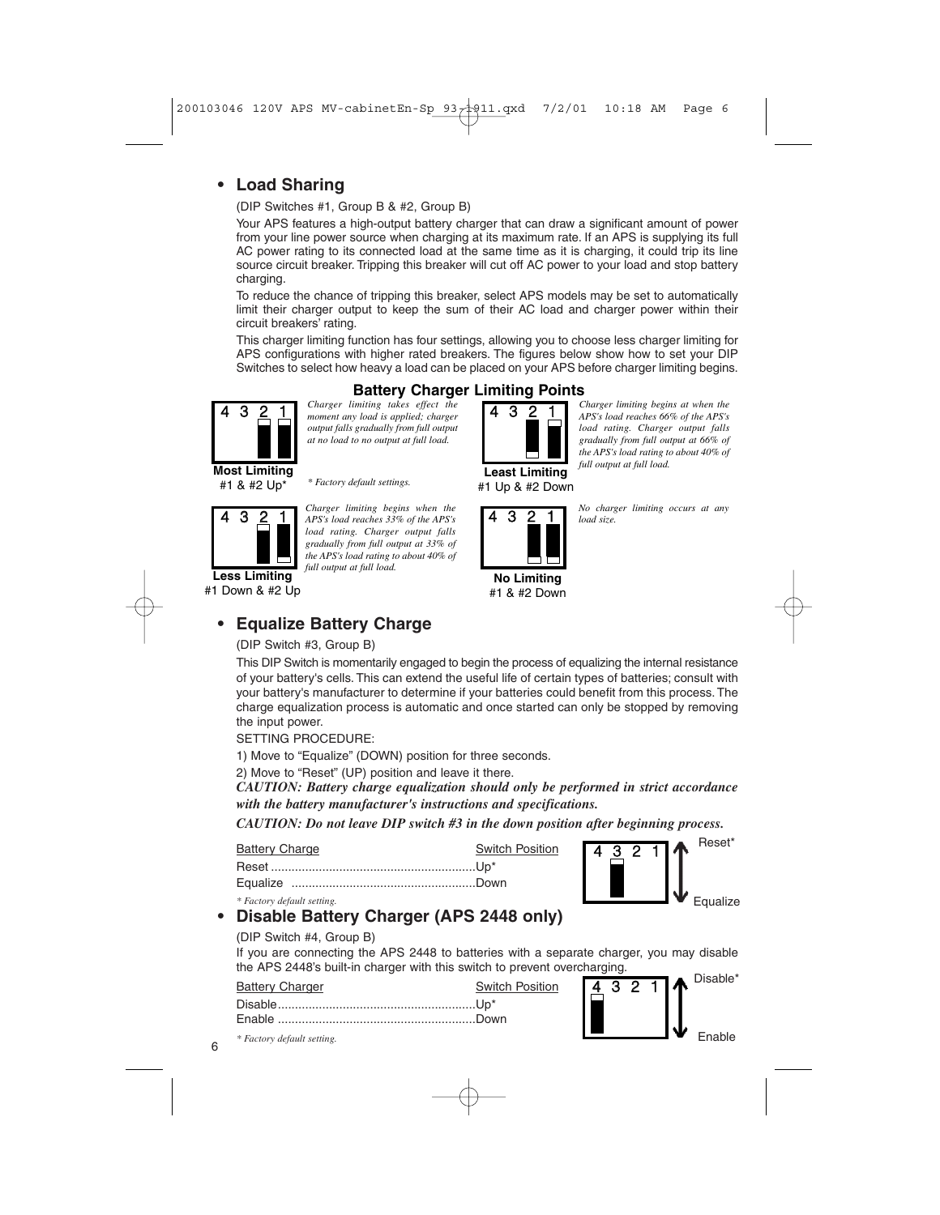## • Load Sharing

(DIP Switches #1, Group B & #2, Group B)

Your APS features a high-output battery charger that can draw a significant amount of power from your line power source when charging at its maximum rate. If an APS is supplying its full AC power rating to its connected load at the same time as it is charging, it could trip its line source circuit breaker. Tripping this breaker will cut off AC power to your load and stop battery charging.

To reduce the chance of tripping this breaker, select APS models may be set to automatically limit their charger output to keep the sum of their AC load and charger power within their circuit breakers' rating.

This charger limiting function has four settings, allowing you to choose less charger limiting for APS configurations with higher rated breakers. The figures below show how to set your DIP Switches to select how heavy a load can be placed on your APS before charger limiting begins.

### Battery Charger Limiting Points

**Most Limiting**
#1 & #2 Up*

*Charger limiting takes effect the moment any load is applied; charger output falls gradually from full output at no load to no output at full load.*

*\* Factory default settings.*

**Less Limiting**
#1 Down & #2 Up

*Charger limiting begins when the APS's load reaches 33% of the APS's load rating. Charger output falls gradually from full output at 33% of the APS's load rating to about 40% of full output at full load.*

**Least Limiting**
#1 Up & #2 Down

*Charger limiting begins at when the APS's load reaches 66% of the APS's load rating. Charger output falls gradually from full output at 66% of the APS's load rating to about 40% of full output at full load.*

**No Limiting**
#1 & #2 Down

*No charger limiting occurs at any load size.*

## • Equalize Battery Charge

(DIP Switch #3, Group B)

This DIP Switch is momentarily engaged to begin the process of equalizing the internal resistance of your battery's cells. This can extend the useful life of certain types of batteries; consult with your battery's manufacturer to determine if your batteries could benefit from this process. The charge equalization process is automatic and once started can only be stopped by removing the input power.

SETTING PROCEDURE:

1) Move to "Equalize" (DOWN) position for three seconds.

2) Move to "Reset" (UP) position and leave it there.

***CAUTION: Battery charge equalization should only be performed in strict accordance with the battery manufacturer's instructions and specifications.***

***CAUTION: Do not leave DIP switch #3 in the down position after beginning process.***

| Battery Charge | Switch Position |
|---|---|
| Reset | Up* |
| Equalize | Down |

*\* Factory default setting.*

Reset* / Equalize

## • Disable Battery Charger (APS 2448 only)

(DIP Switch #4, Group B)

If you are connecting the APS 2448 to batteries with a separate charger, you may disable the APS 2448's built-in charger with this switch to prevent overcharging.

| Battery Charger | Switch Position |
|---|---|
| Disable | Up* |
| Enable | Down |

*\* Factory default setting.*

Disable* / Enable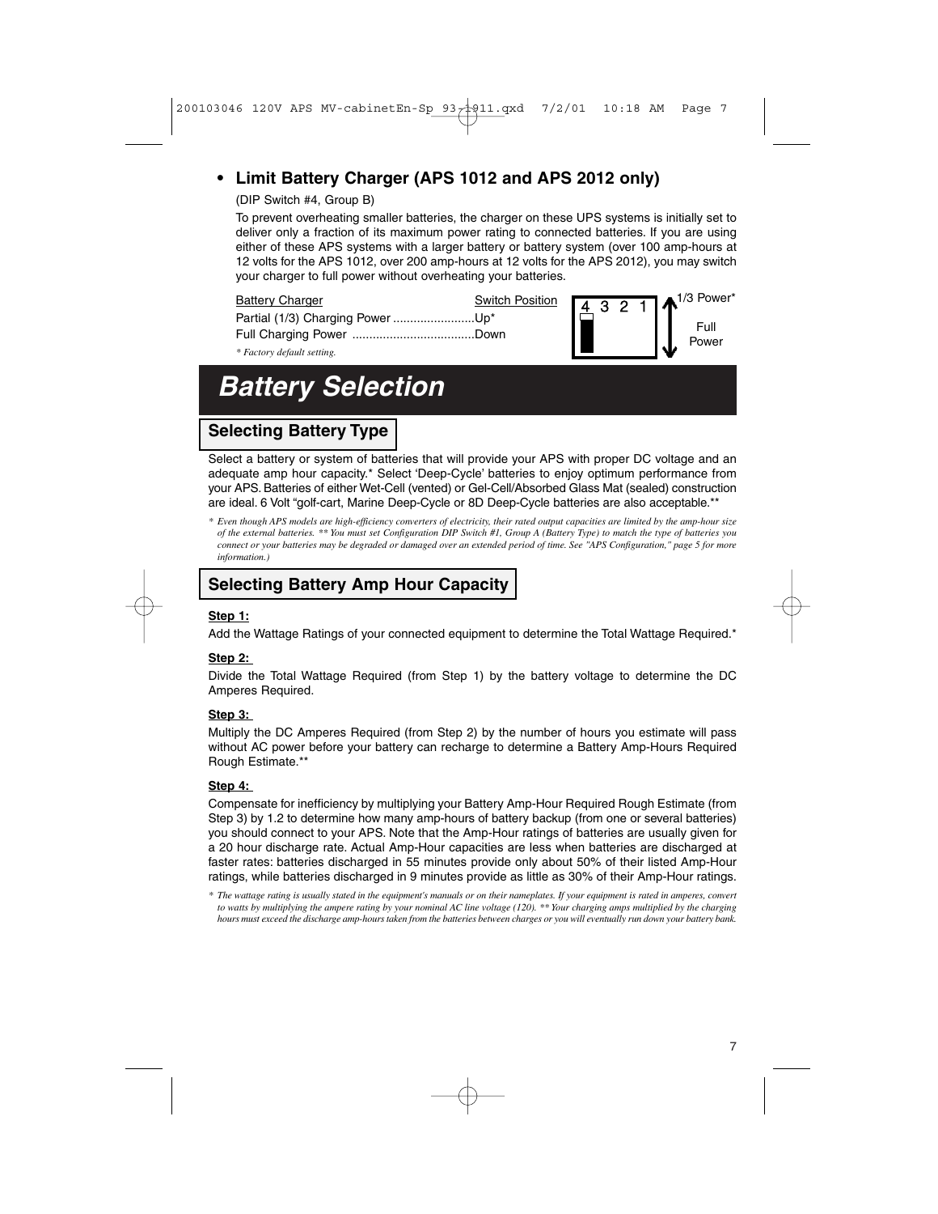- **Limit Battery Charger (APS 1012 and APS 2012 only)**

  (DIP Switch #4, Group B)

  To prevent overheating smaller batteries, the charger on these UPS systems is initially set to deliver only a fraction of its maximum power rating to connected batteries. If you are using either of these APS systems with a larger battery or battery system (over 100 amp-hours at 12 volts for the APS 1012, over 200 amp-hours at 12 volts for the APS 2012), you may switch your charger to full power without overheating your batteries.

| Battery Charger | Switch Position |
|---|---|
| Partial (1/3) Charging Power | Up* |
| Full Charging Power | Down |

*\* Factory default setting.*

4 3 2 1 — 1/3 Power* / Full Power

# Battery Selection

## Selecting Battery Type

Select a battery or system of batteries that will provide your APS with proper DC voltage and an adequate amp hour capacity.* Select 'Deep-Cycle' batteries to enjoy optimum performance from your APS. Batteries of either Wet-Cell (vented) or Gel-Cell/Absorbed Glass Mat (sealed) construction are ideal. 6 Volt "golf-cart, Marine Deep-Cycle or 8D Deep-Cycle batteries are also acceptable.**

*\* Even though APS models are high-efficiency converters of electricity, their rated output capacities are limited by the amp-hour size of the external batteries. \*\* You must set Configuration DIP Switch #1, Group A (Battery Type) to match the type of batteries you connect or your batteries may be degraded or damaged over an extended period of time. See "APS Configuration," page 5 for more information.)*

## Selecting Battery Amp Hour Capacity

**Step 1:**

Add the Wattage Ratings of your connected equipment to determine the Total Wattage Required.*

**Step 2:**

Divide the Total Wattage Required (from Step 1) by the battery voltage to determine the DC Amperes Required.

**Step 3:**

Multiply the DC Amperes Required (from Step 2) by the number of hours you estimate will pass without AC power before your battery can recharge to determine a Battery Amp-Hours Required Rough Estimate.**

**Step 4:**

Compensate for inefficiency by multiplying your Battery Amp-Hour Required Rough Estimate (from Step 3) by 1.2 to determine how many amp-hours of battery backup (from one or several batteries) you should connect to your APS. Note that the Amp-Hour ratings of batteries are usually given for a 20 hour discharge rate. Actual Amp-Hour capacities are less when batteries are discharged at faster rates: batteries discharged in 55 minutes provide only about 50% of their listed Amp-Hour ratings, while batteries discharged in 9 minutes provide as little as 30% of their Amp-Hour ratings.

*\* The wattage rating is usually stated in the equipment's manuals or on their nameplates. If your equipment is rated in amperes, convert to watts by multiplying the ampere rating by your nominal AC line voltage (120). \*\* Your charging amps multiplied by the charging hours must exceed the discharge amp-hours taken from the batteries between charges or you will eventually run down your battery bank.*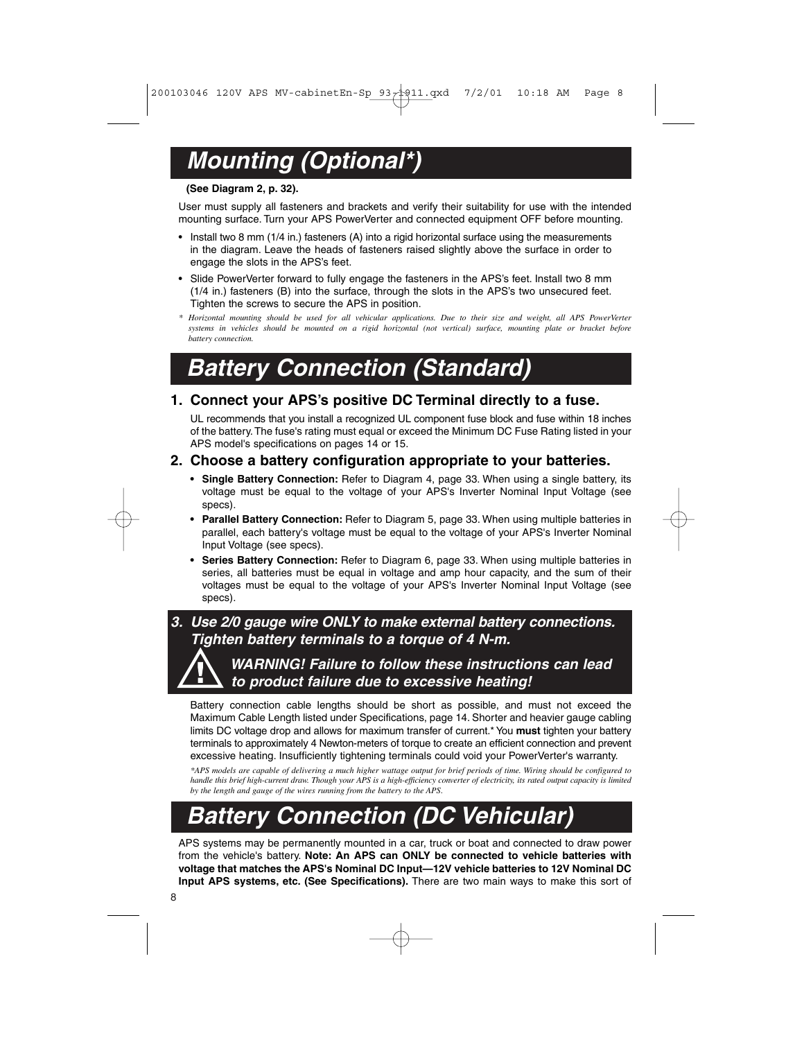## Mounting (Optional*)

**(See Diagram 2, p. 32).**

User must supply all fasteners and brackets and verify their suitability for use with the intended mounting surface. Turn your APS PowerVerter and connected equipment OFF before mounting.

- Install two 8 mm (1/4 in.) fasteners (A) into a rigid horizontal surface using the measurements in the diagram. Leave the heads of fasteners raised slightly above the surface in order to engage the slots in the APS's feet.
- Slide PowerVerter forward to fully engage the fasteners in the APS's feet. Install two 8 mm (1/4 in.) fasteners (B) into the surface, through the slots in the APS's two unsecured feet. Tighten the screws to secure the APS in position.

*\* Horizontal mounting should be used for all vehicular applications. Due to their size and weight, all APS PowerVerter systems in vehicles should be mounted on a rigid horizontal (not vertical) surface, mounting plate or bracket before battery connection.*

## Battery Connection (Standard)

### 1. Connect your APS's positive DC Terminal directly to a fuse.

UL recommends that you install a recognized UL component fuse block and fuse within 18 inches of the battery. The fuse's rating must equal or exceed the Minimum DC Fuse Rating listed in your APS model's specifications on pages 14 or 15.

### 2. Choose a battery configuration appropriate to your batteries.

- **Single Battery Connection:** Refer to Diagram 4, page 33. When using a single battery, its voltage must be equal to the voltage of your APS's Inverter Nominal Input Voltage (see specs).
- **Parallel Battery Connection:** Refer to Diagram 5, page 33. When using multiple batteries in parallel, each battery's voltage must be equal to the voltage of your APS's Inverter Nominal Input Voltage (see specs).
- **Series Battery Connection:** Refer to Diagram 6, page 33. When using multiple batteries in series, all batteries must be equal in voltage and amp hour capacity, and the sum of their voltages must be equal to the voltage of your APS's Inverter Nominal Input Voltage (see specs).

### *3. Use 2/0 gauge wire ONLY to make external battery connections. Tighten battery terminals to a torque of 4 N-m.*

***WARNING! Failure to follow these instructions can lead to product failure due to excessive heating!***

Battery connection cable lengths should be short as possible, and must not exceed the Maximum Cable Length listed under Specifications, page 14. Shorter and heavier gauge cabling limits DC voltage drop and allows for maximum transfer of current.* You **must** tighten your battery terminals to approximately 4 Newton-meters of torque to create an efficient connection and prevent excessive heating. Insufficiently tightening terminals could void your PowerVerter's warranty.

*\*APS models are capable of delivering a much higher wattage output for brief periods of time. Wiring should be configured to handle this brief high-current draw. Though your APS is a high-efficiency converter of electricity, its rated output capacity is limited by the length and gauge of the wires running from the battery to the APS.*

## Battery Connection (DC Vehicular)

APS systems may be permanently mounted in a car, truck or boat and connected to draw power from the vehicle's battery. **Note: An APS can ONLY be connected to vehicle batteries with voltage that matches the APS's Nominal DC Input—12V vehicle batteries to 12V Nominal DC Input APS systems, etc. (See Specifications).** There are two main ways to make this sort of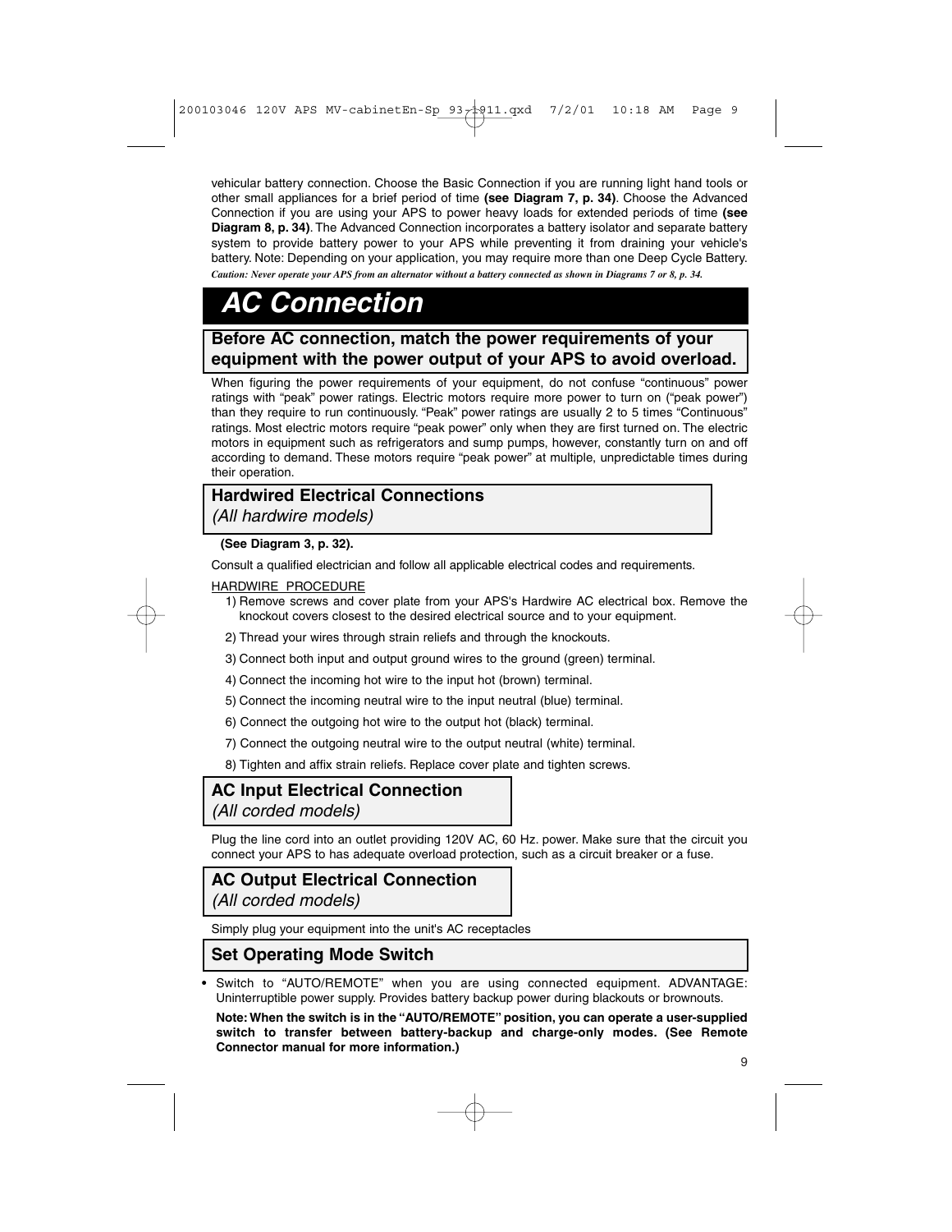vehicular battery connection. Choose the Basic Connection if you are running light hand tools or other small appliances for a brief period of time **(see Diagram 7, p. 34)**. Choose the Advanced Connection if you are using your APS to power heavy loads for extended periods of time **(see Diagram 8, p. 34)**. The Advanced Connection incorporates a battery isolator and separate battery system to provide battery power to your APS while preventing it from draining your vehicle's battery. Note: Depending on your application, you may require more than one Deep Cycle Battery.

***Caution: Never operate your APS from an alternator without a battery connected as shown in Diagrams 7 or 8, p. 34.***

# AC Connection

## Before AC connection, match the power requirements of your equipment with the power output of your APS to avoid overload.

When figuring the power requirements of your equipment, do not confuse "continuous" power ratings with "peak" power ratings. Electric motors require more power to turn on ("peak power") than they require to run continuously. "Peak" power ratings are usually 2 to 5 times "Continuous" ratings. Most electric motors require "peak power" only when they are first turned on. The electric motors in equipment such as refrigerators and sump pumps, however, constantly turn on and off according to demand. These motors require "peak power" at multiple, unpredictable times during their operation.

## Hardwired Electrical Connections
*(All hardwire models)*

**(See Diagram 3, p. 32).**

Consult a qualified electrician and follow all applicable electrical codes and requirements.

HARDWIRE PROCEDURE

1) Remove screws and cover plate from your APS's Hardwire AC electrical box. Remove the knockout covers closest to the desired electrical source and to your equipment.
2) Thread your wires through strain reliefs and through the knockouts.
3) Connect both input and output ground wires to the ground (green) terminal.
4) Connect the incoming hot wire to the input hot (brown) terminal.
5) Connect the incoming neutral wire to the input neutral (blue) terminal.
6) Connect the outgoing hot wire to the output hot (black) terminal.
7) Connect the outgoing neutral wire to the output neutral (white) terminal.
8) Tighten and affix strain reliefs. Replace cover plate and tighten screws.

## AC Input Electrical Connection
*(All corded models)*

Plug the line cord into an outlet providing 120V AC, 60 Hz. power. Make sure that the circuit you connect your APS to has adequate overload protection, such as a circuit breaker or a fuse.

## AC Output Electrical Connection
*(All corded models)*

Simply plug your equipment into the unit's AC receptacles

## Set Operating Mode Switch

- Switch to "AUTO/REMOTE" when you are using connected equipment. ADVANTAGE: Uninterruptible power supply. Provides battery backup power during blackouts or brownouts.

  **Note: When the switch is in the "AUTO/REMOTE" position, you can operate a user-supplied switch to transfer between battery-backup and charge-only modes. (See Remote Connector manual for more information.)**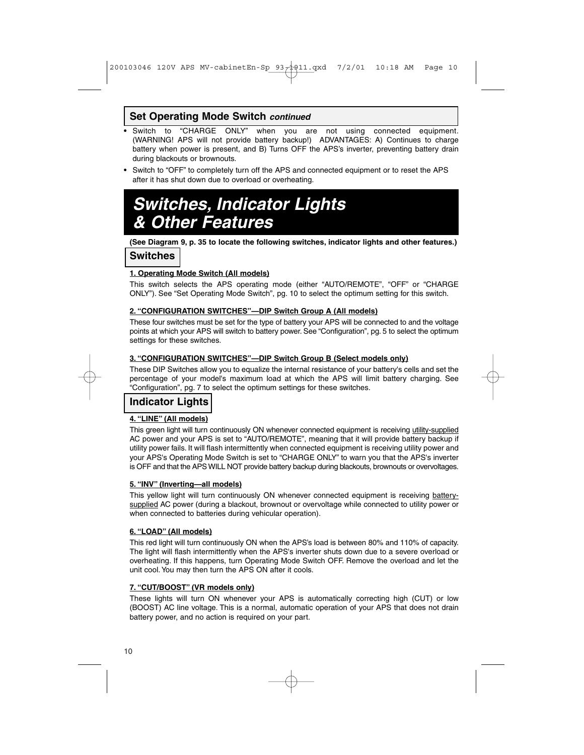## Set Operating Mode Switch *continued*

- Switch to "CHARGE ONLY" when you are not using connected equipment. (WARNING! APS will not provide battery backup!) ADVANTAGES: A) Continues to charge battery when power is present, and B) Turns OFF the APS's inverter, preventing battery drain during blackouts or brownouts.
- Switch to "OFF" to completely turn off the APS and connected equipment or to reset the APS after it has shut down due to overload or overheating.

# *Switches, Indicator Lights & Other Features*

**(See Diagram 9, p. 35 to locate the following switches, indicator lights and other features.)**

## Switches

**1. Operating Mode Switch (All models)**

This switch selects the APS operating mode (either "AUTO/REMOTE", "OFF" or "CHARGE ONLY"). See "Set Operating Mode Switch", pg. 10 to select the optimum setting for this switch.

**2. "CONFIGURATION SWITCHES"—DIP Switch Group A (All models)**

These four switches must be set for the type of battery your APS will be connected to and the voltage points at which your APS will switch to battery power. See "Configuration", pg. 5 to select the optimum settings for these switches.

**3. "CONFIGURATION SWITCHES"—DIP Switch Group B (Select models only)**

These DIP Switches allow you to equalize the internal resistance of your battery's cells and set the percentage of your model's maximum load at which the APS will limit battery charging. See "Configuration", pg. 7 to select the optimum settings for these switches.

## Indicator Lights

**4. "LINE" (All models)**

This green light will turn continuously ON whenever connected equipment is receiving utility-supplied AC power and your APS is set to "AUTO/REMOTE", meaning that it will provide battery backup if utility power fails. It will flash intermittently when connected equipment is receiving utility power and your APS's Operating Mode Switch is set to "CHARGE ONLY" to warn you that the APS's inverter is OFF and that the APS WILL NOT provide battery backup during blackouts, brownouts or overvoltages.

**5. "INV" (Inverting—all models)**

This yellow light will turn continuously ON whenever connected equipment is receiving battery-supplied AC power (during a blackout, brownout or overvoltage while connected to utility power or when connected to batteries during vehicular operation).

**6. "LOAD" (All models)**

This red light will turn continuously ON when the APS's load is between 80% and 110% of capacity. The light will flash intermittently when the APS's inverter shuts down due to a severe overload or overheating. If this happens, turn Operating Mode Switch OFF. Remove the overload and let the unit cool. You may then turn the APS ON after it cools.

**7. "CUT/BOOST" (VR models only)**

These lights will turn ON whenever your APS is automatically correcting high (CUT) or low (BOOST) AC line voltage. This is a normal, automatic operation of your APS that does not drain battery power, and no action is required on your part.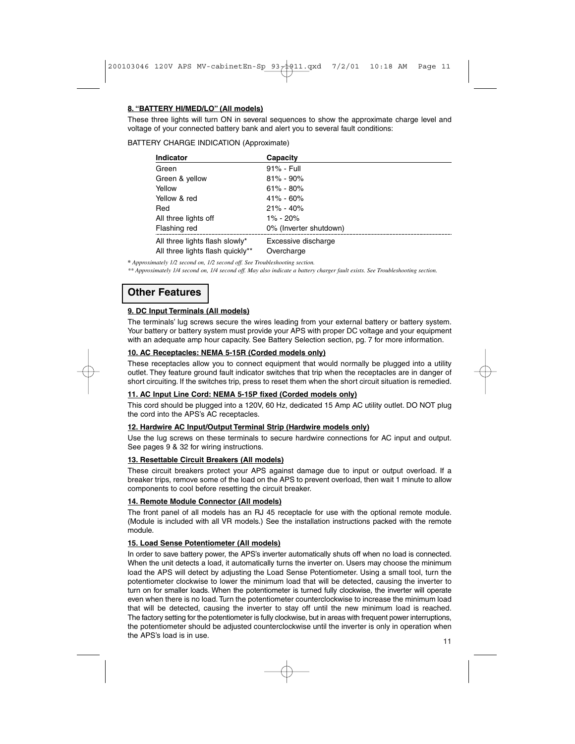**8. "BATTERY HI/MED/LO" (All models)**

These three lights will turn ON in several sequences to show the approximate charge level and voltage of your connected battery bank and alert you to several fault conditions:

BATTERY CHARGE INDICATION (Approximate)

| Indicator | Capacity |
|---|---|
| Green | 91% - Full |
| Green & yellow | 81% - 90% |
| Yellow | 61% - 80% |
| Yellow & red | 41% - 60% |
| Red | 21% - 40% |
| All three lights off | 1% - 20% |
| Flashing red | 0% (Inverter shutdown) |
| All three lights flash slowly* | Excessive discharge |
| All three lights flash quickly** | Overcharge |

\* *Approximately 1/2 second on, 1/2 second off. See Troubleshooting section.*

\** *Approximately 1/4 second on, 1/4 second off. May also indicate a battery charger fault exists. See Troubleshooting section.*

## Other Features

**9. DC Input Terminals (All models)**

The terminals' lug screws secure the wires leading from your external battery or battery system. Your battery or battery system must provide your APS with proper DC voltage and your equipment with an adequate amp hour capacity. See Battery Selection section, pg. 7 for more information.

**10. AC Receptacles: NEMA 5-15R (Corded models only)**

These receptacles allow you to connect equipment that would normally be plugged into a utility outlet. They feature ground fault indicator switches that trip when the receptacles are in danger of short circuiting. If the switches trip, press to reset them when the short circuit situation is remedied.

**11. AC Input Line Cord: NEMA 5-15P fixed (Corded models only)**

This cord should be plugged into a 120V, 60 Hz, dedicated 15 Amp AC utility outlet. DO NOT plug the cord into the APS's AC receptacles.

**12. Hardwire AC Input/Output Terminal Strip (Hardwire models only)**

Use the lug screws on these terminals to secure hardwire connections for AC input and output. See pages 9 & 32 for wiring instructions.

**13. Resettable Circuit Breakers (All models)**

These circuit breakers protect your APS against damage due to input or output overload. If a breaker trips, remove some of the load on the APS to prevent overload, then wait 1 minute to allow components to cool before resetting the circuit breaker.

**14. Remote Module Connector (All models)**

The front panel of all models has an RJ 45 receptacle for use with the optional remote module. (Module is included with all VR models.) See the installation instructions packed with the remote module.

**15. Load Sense Potentiometer (All models)**

In order to save battery power, the APS's inverter automatically shuts off when no load is connected. When the unit detects a load, it automatically turns the inverter on. Users may choose the minimum load the APS will detect by adjusting the Load Sense Potentiometer. Using a small tool, turn the potentiometer clockwise to lower the minimum load that will be detected, causing the inverter to turn on for smaller loads. When the potentiometer is turned fully clockwise, the inverter will operate even when there is no load. Turn the potentiometer counterclockwise to increase the minimum load that will be detected, causing the inverter to stay off until the new minimum load is reached. The factory setting for the potentiometer is fully clockwise, but in areas with frequent power interruptions, the potentiometer should be adjusted counterclockwise until the inverter is only in operation when the APS's load is in use.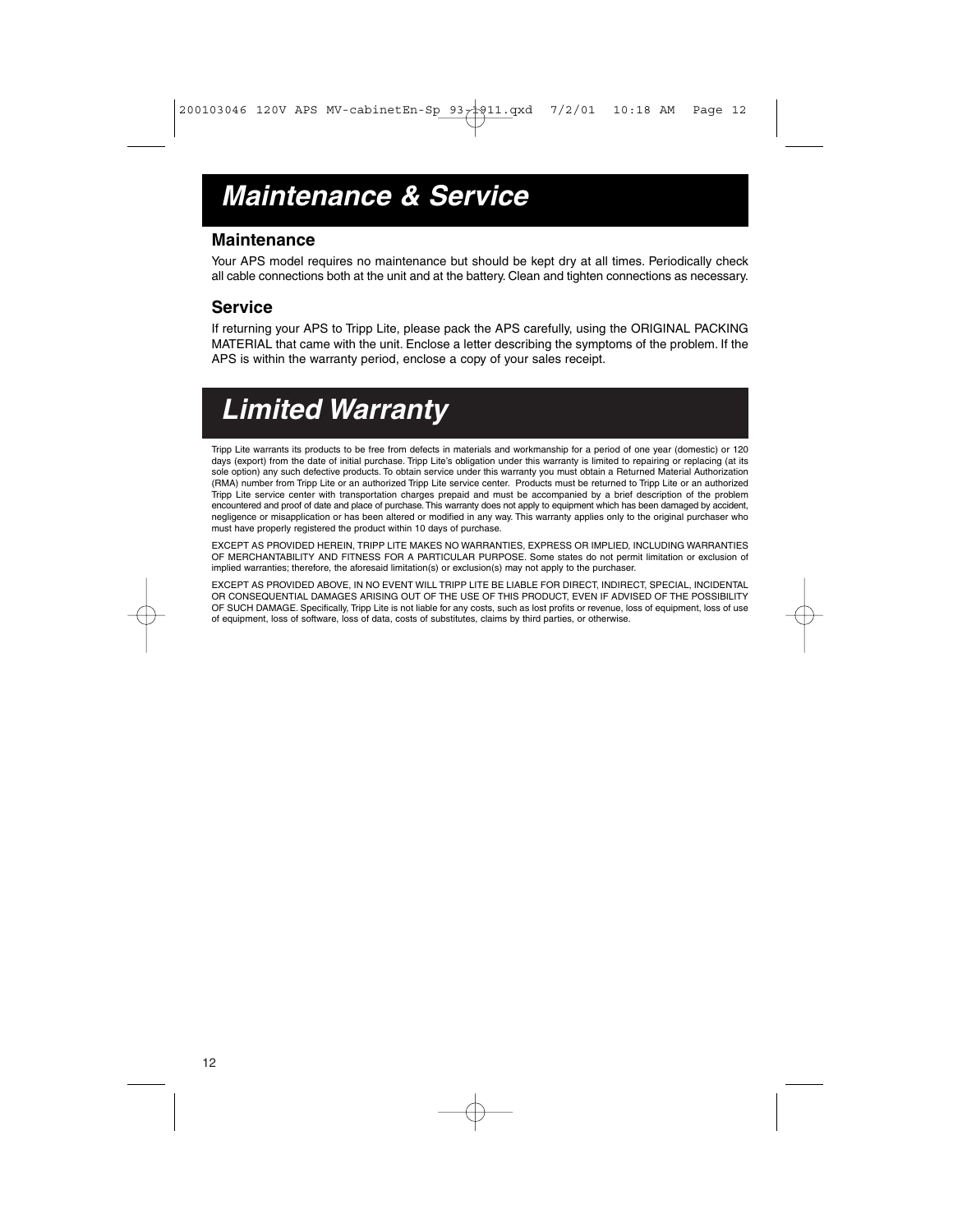# Maintenance & Service

## Maintenance

Your APS model requires no maintenance but should be kept dry at all times. Periodically check all cable connections both at the unit and at the battery. Clean and tighten connections as necessary.

## Service

If returning your APS to Tripp Lite, please pack the APS carefully, using the ORIGINAL PACKING MATERIAL that came with the unit. Enclose a letter describing the symptoms of the problem. If the APS is within the warranty period, enclose a copy of your sales receipt.

# Limited Warranty

Tripp Lite warrants its products to be free from defects in materials and workmanship for a period of one year (domestic) or 120 days (export) from the date of initial purchase. Tripp Lite's obligation under this warranty is limited to repairing or replacing (at its sole option) any such defective products. To obtain service under this warranty you must obtain a Returned Material Authorization (RMA) number from Tripp Lite or an authorized Tripp Lite service center. Products must be returned to Tripp Lite or an authorized Tripp Lite service center with transportation charges prepaid and must be accompanied by a brief description of the problem encountered and proof of date and place of purchase. This warranty does not apply to equipment which has been damaged by accident, negligence or misapplication or has been altered or modified in any way. This warranty applies only to the original purchaser who must have properly registered the product within 10 days of purchase.

EXCEPT AS PROVIDED HEREIN, TRIPP LITE MAKES NO WARRANTIES, EXPRESS OR IMPLIED, INCLUDING WARRANTIES OF MERCHANTABILITY AND FITNESS FOR A PARTICULAR PURPOSE. Some states do not permit limitation or exclusion of implied warranties; therefore, the aforesaid limitation(s) or exclusion(s) may not apply to the purchaser.

EXCEPT AS PROVIDED ABOVE, IN NO EVENT WILL TRIPP LITE BE LIABLE FOR DIRECT, INDIRECT, SPECIAL, INCIDENTAL OR CONSEQUENTIAL DAMAGES ARISING OUT OF THE USE OF THIS PRODUCT, EVEN IF ADVISED OF THE POSSIBILITY OF SUCH DAMAGE. Specifically, Tripp Lite is not liable for any costs, such as lost profits or revenue, loss of equipment, loss of use of equipment, loss of software, loss of data, costs of substitutes, claims by third parties, or otherwise.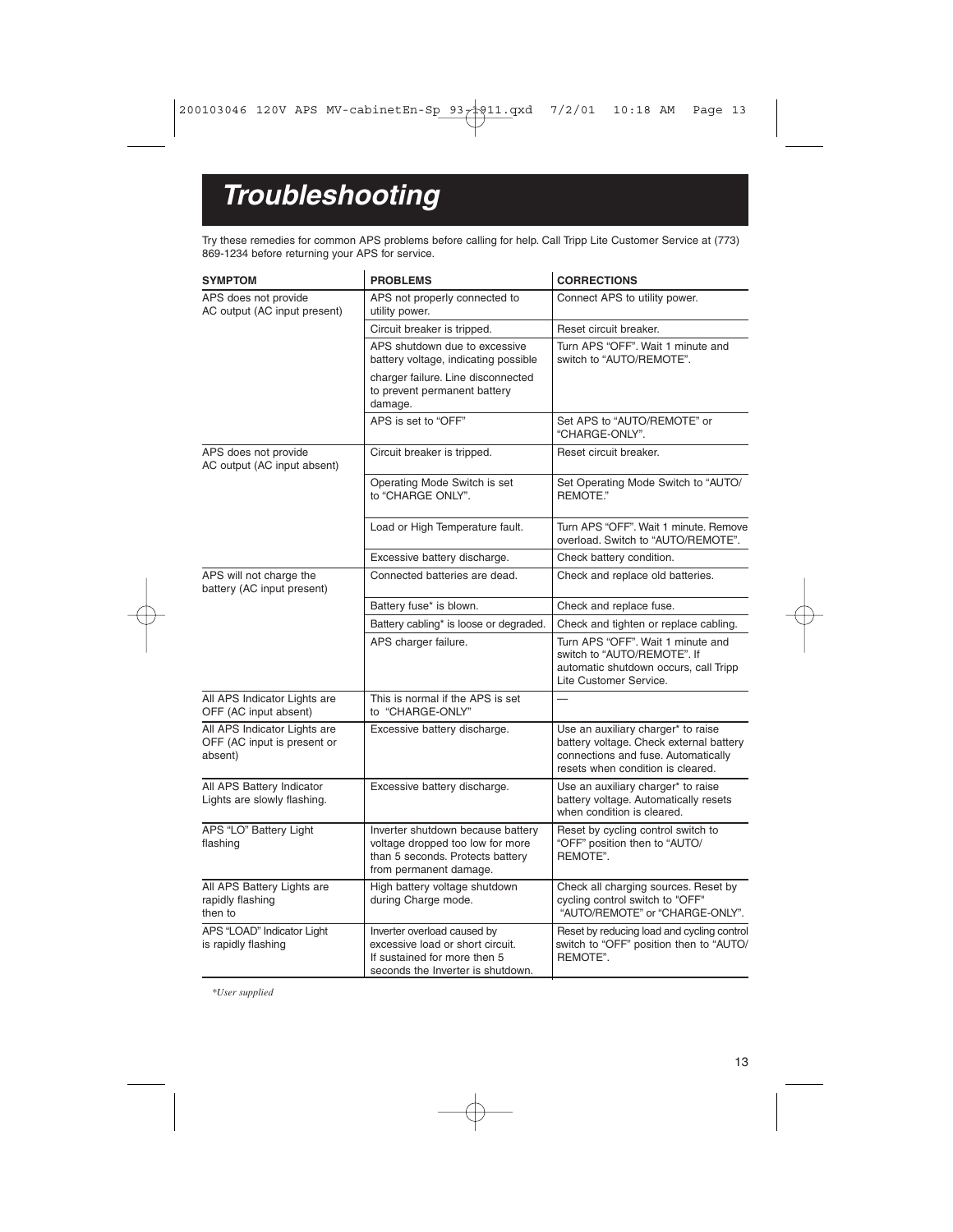# Troubleshooting

Try these remedies for common APS problems before calling for help. Call Tripp Lite Customer Service at (773) 869-1234 before returning your APS for service.

| SYMPTOM | PROBLEMS | CORRECTIONS |
|---|---|---|
| APS does not provide AC output (AC input present) | APS not properly connected to utility power. | Connect APS to utility power. |
| | Circuit breaker is tripped. | Reset circuit breaker. |
| | APS shutdown due to excessive battery voltage, indicating possible charger failure. Line disconnected to prevent permanent battery damage. | Turn APS "OFF". Wait 1 minute and switch to "AUTO/REMOTE". |
| | APS is set to "OFF" | Set APS to "AUTO/REMOTE" or "CHARGE-ONLY". |
| APS does not provide AC output (AC input absent) | Circuit breaker is tripped. | Reset circuit breaker. |
| | Operating Mode Switch is set to "CHARGE ONLY". | Set Operating Mode Switch to "AUTO/ REMOTE." |
| | Load or High Temperature fault. | Turn APS "OFF". Wait 1 minute. Remove overload. Switch to "AUTO/REMOTE". |
| | Excessive battery discharge. | Check battery condition. |
| APS will not charge the battery (AC input present) | Connected batteries are dead. | Check and replace old batteries. |
| | Battery fuse* is blown. | Check and replace fuse. |
| | Battery cabling* is loose or degraded. | Check and tighten or replace cabling. |
| | APS charger failure. | Turn APS "OFF". Wait 1 minute and switch to "AUTO/REMOTE". If automatic shutdown occurs, call Tripp Lite Customer Service. |
| All APS Indicator Lights are OFF (AC input absent) | This is normal if the APS is set to "CHARGE-ONLY" | — |
| All APS Indicator Lights are OFF (AC input is present or absent) | Excessive battery discharge. | Use an auxiliary charger* to raise battery voltage. Check external battery connections and fuse. Automatically resets when condition is cleared. |
| All APS Battery Indicator Lights are slowly flashing. | Excessive battery discharge. | Use an auxiliary charger* to raise battery voltage. Automatically resets when condition is cleared. |
| APS "LO" Battery Light flashing | Inverter shutdown because battery voltage dropped too low for more than 5 seconds. Protects battery from permanent damage. | Reset by cycling control switch to "OFF" position then to "AUTO/ REMOTE". |
| All APS Battery Lights are rapidly flashing then to | High battery voltage shutdown during Charge mode. | Check all charging sources. Reset by cycling control switch to "OFF" "AUTO/REMOTE" or "CHARGE-ONLY". |
| APS "LOAD" Indicator Light is rapidly flashing | Inverter overload caused by excessive load or short circuit. If sustained for more then 5 seconds the Inverter is shutdown. | Reset by reducing load and cycling control switch to "OFF" position then to "AUTO/ REMOTE". |

*User supplied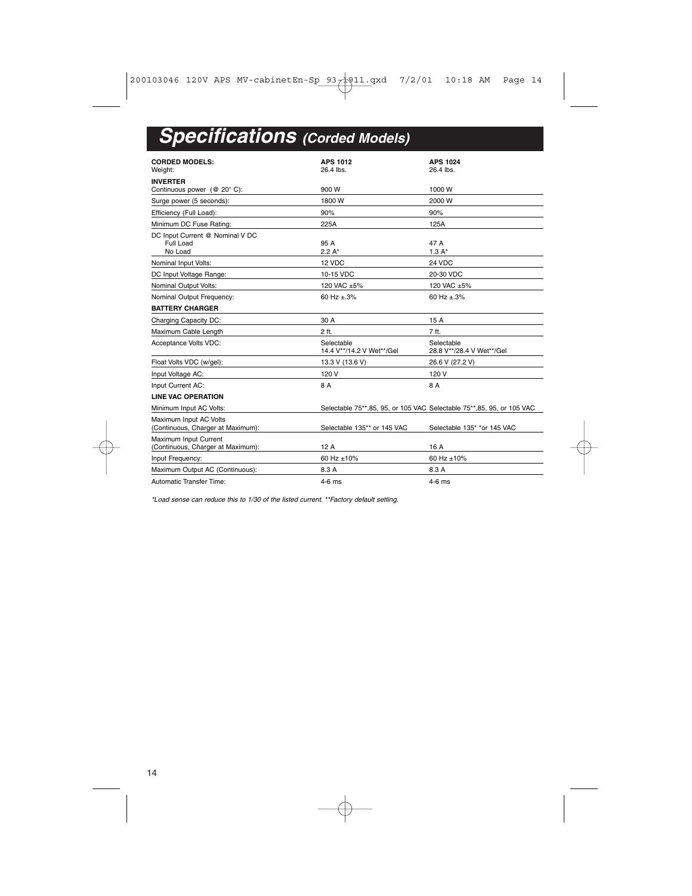# Specifications *(Corded Models)*

| **CORDED MODELS:** | **APS 1012** | **APS 1024** |
|---|---|---|
| Weight: | 26.4 lbs. | 26.4 lbs. |
| **INVERTER** | | |
| Continuous power (@ 20° C): | 900 W | 1000 W |
| Surge power (5 seconds): | 1800 W | 2000 W |
| Efficiency (Full Load): | 90% | 90% |
| Minimum DC Fuse Rating: | 225A | 125A |
| DC Input Current @ Nominal V DC<br>Full Load<br>No Load | <br>95 A<br>2.2 A* | <br>47 A<br>1.3 A* |
| Nominal Input Volts: | 12 VDC | 24 VDC |
| DC Input Voltage Range: | 10-15 VDC | 20-30 VDC |
| Nominal Output Volts: | 120 VAC ±5% | 120 VAC ±5% |
| Nominal Output Frequency: | 60 Hz ±.3% | 60 Hz ±.3% |
| **BATTERY CHARGER** | | |
| Charging Capacity DC: | 30 A | 15 A |
| Maximum Cable Length | 2 ft. | 7 ft. |
| Acceptance Volts VDC: | Selectable<br>14.4 V**/14.2 V Wet**/Gel | Selectable<br>28.8 V**/28.4 V Wet**/Gel |
| Float Volts VDC (w/gel): | 13.3 V (13.6 V) | 26.6 V (27.2 V) |
| Input Voltage AC: | 120 V | 120 V |
| Input Current AC: | 8 A | 8 A |
| **LINE VAC OPERATION** | | |
| Minimum Input AC Volts: | Selectable 75**,85, 95, or 105 VAC | Selectable 75**,85, 95, or 105 VAC |
| Maximum Input AC Volts<br>(Continuous, Charger at Maximum): | Selectable 135** or 145 VAC | Selectable 135* *or 145 VAC |
| Maximum Input Current<br>(Continuous, Charger at Maximum): | 12 A | 16 A |
| Input Frequency: | 60 Hz ±10% | 60 Hz ±10% |
| Maximum Output AC (Continuous): | 8.3 A | 8.3 A |
| Automatic Transfer Time: | 4-6 ms | 4-6 ms |

*\*Load sense can reduce this to 1/30 of the listed current. \*\*Factory default setting.*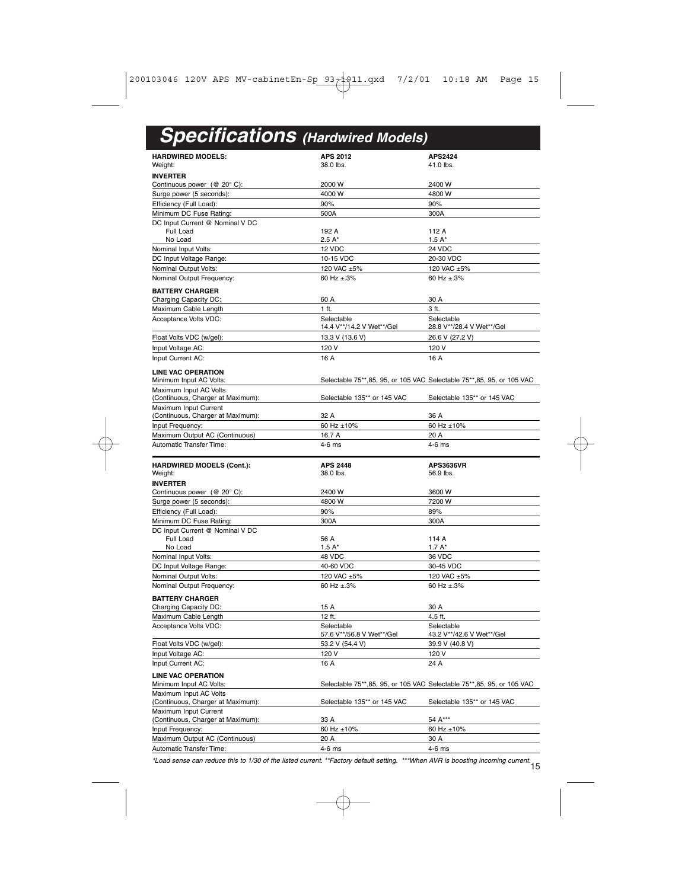# *Specifications* *(Hardwired Models)*

| HARDWIRED MODELS: | APS 2012 | APS2424 |
|---|---|---|
| Weight: | 38.0 lbs. | 41.0 lbs. |
| **INVERTER** | | |
| Continuous power (@ 20° C): | 2000 W | 2400 W |
| Surge power (5 seconds): | 4000 W | 4800 W |
| Efficiency (Full Load): | 90% | 90% |
| Minimum DC Fuse Rating: | 500A | 300A |
| DC Input Current @ Nominal V DC | | |
| Full Load | 192 A | 112 A |
| No Load | 2.5 A* | 1.5 A* |
| Nominal Input Volts: | 12 VDC | 24 VDC |
| DC Input Voltage Range: | 10-15 VDC | 20-30 VDC |
| Nominal Output Volts: | 120 VAC ±5% | 120 VAC ±5% |
| Nominal Output Frequency: | 60 Hz ±.3% | 60 Hz ±.3% |
| **BATTERY CHARGER** | | |
| Charging Capacity DC: | 60 A | 30 A |
| Maximum Cable Length | 1 ft. | 3 ft. |
| Acceptance Volts VDC: | Selectable 14.4 V**/14.2 V Wet**/Gel | Selectable 28.8 V**/28.4 V Wet**/Gel |
| Float Volts VDC (w/gel): | 13.3 V (13.6 V) | 26.6 V (27.2 V) |
| Input Voltage AC: | 120 V | 120 V |
| Input Current AC: | 16 A | 16 A |
| **LINE VAC OPERATION** | | |
| Minimum Input AC Volts: | Selectable 75**,85, 95, or 105 VAC | Selectable 75**,85, 95, or 105 VAC |
| Maximum Input AC Volts (Continuous, Charger at Maximum): | Selectable 135** or 145 VAC | Selectable 135** or 145 VAC |
| Maximum Input Current (Continuous, Charger at Maximum): | 32 A | 36 A |
| Input Frequency: | 60 Hz ±10% | 60 Hz ±10% |
| Maximum Output AC (Continuous) | 16.7 A | 20 A |
| Automatic Transfer Time: | 4-6 ms | 4-6 ms |

| HARDWIRED MODELS (Cont.): | APS 2448 | APS3636VR |
|---|---|---|
| Weight: | 38.0 lbs. | 56.9 lbs. |
| **INVERTER** | | |
| Continuous power (@ 20° C): | 2400 W | 3600 W |
| Surge power (5 seconds): | 4800 W | 7200 W |
| Efficiency (Full Load): | 90% | 89% |
| Minimum DC Fuse Rating: | 300A | 300A |
| DC Input Current @ Nominal V DC | | |
| Full Load | 56 A | 114 A |
| No Load | 1.5 A* | 1.7 A* |
| Nominal Input Volts: | 48 VDC | 36 VDC |
| DC Input Voltage Range: | 40-60 VDC | 30-45 VDC |
| Nominal Output Volts: | 120 VAC ±5% | 120 VAC ±5% |
| Nominal Output Frequency: | 60 Hz ±.3% | 60 Hz ±.3% |
| **BATTERY CHARGER** | | |
| Charging Capacity DC: | 15 A | 30 A |
| Maximum Cable Length | 12 ft. | 4.5 ft. |
| Acceptance Volts VDC: | Selectable 57.6 V**/56.8 V Wet**/Gel | Selectable 43.2 V**/42.6 V Wet**/Gel |
| Float Volts VDC (w/gel): | 53.2 V (54.4 V) | 39.9 V (40.8 V) |
| Input Voltage AC: | 120 V | 120 V |
| Input Current AC: | 16 A | 24 A |
| **LINE VAC OPERATION** | | |
| Minimum Input AC Volts: | Selectable 75**,85, 95, or 105 VAC | Selectable 75**,85, 95, or 105 VAC |
| Maximum Input AC Volts (Continuous, Charger at Maximum): | Selectable 135** or 145 VAC | Selectable 135** or 145 VAC |
| Maximum Input Current (Continuous, Charger at Maximum): | 33 A | 54 A*** |
| Input Frequency: | 60 Hz ±10% | 60 Hz ±10% |
| Maximum Output AC (Continuous) | 20 A | 30 A |
| Automatic Transfer Time: | 4-6 ms | 4-6 ms |

*\*Load sense can reduce this to 1/30 of the listed current. \*\*Factory default setting. \*\*\*When AVR is boosting incoming current.*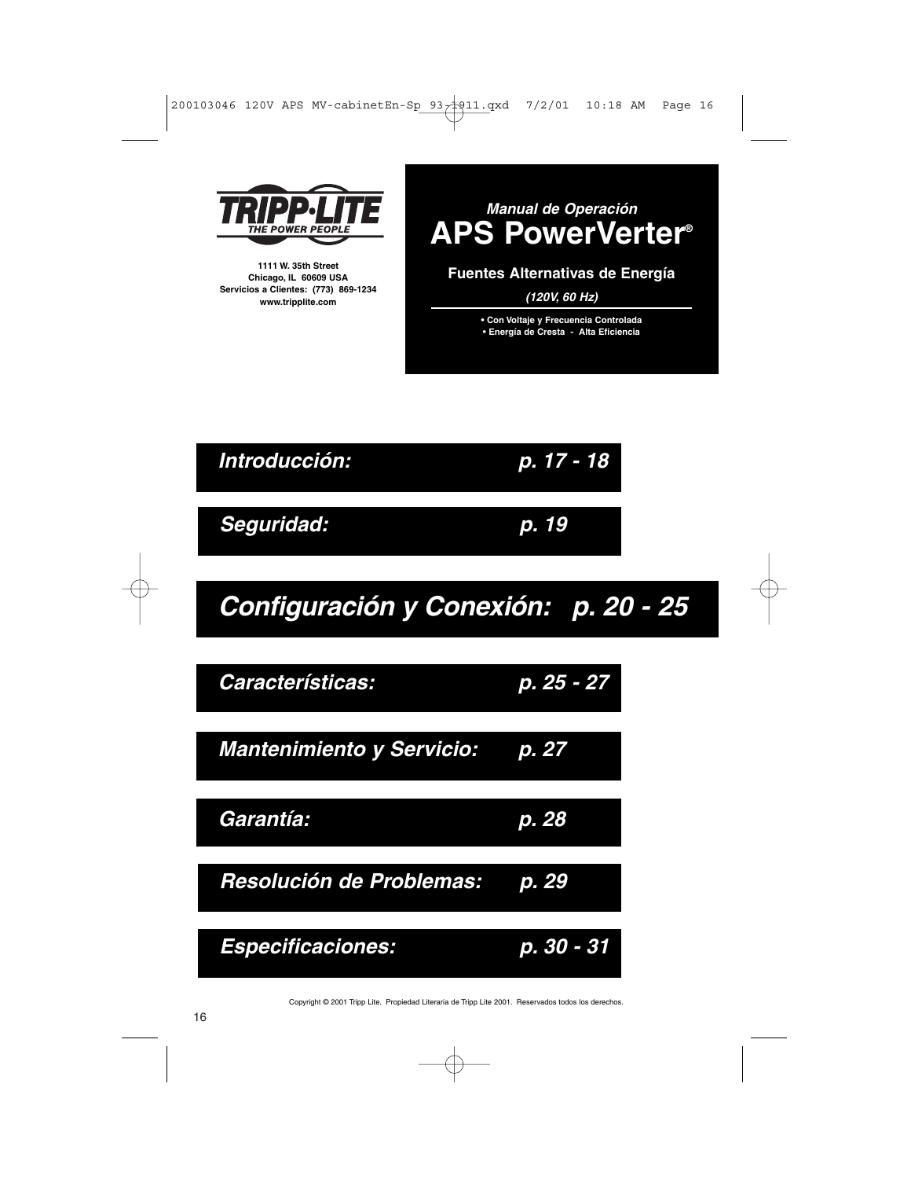**TRIPP·LITE**
*THE POWER PEOPLE*

1111 W. 35th Street
Chicago, IL 60609 USA
Servicios a Clientes: (773) 869-1234
www.tripplite.com

*Manual de Operación*

# APS PowerVerter®

**Fuentes Alternativas de Energía**

*(120V, 60 Hz)*

- Con Voltaje y Frecuencia Controlada
- Energía de Cresta - Alta Eficiencia

***Introducción: p. 17 - 18***

***Seguridad: p. 19***

## *Configuración y Conexión: p. 20 - 25*

***Características: p. 25 - 27***

***Mantenimiento y Servicio: p. 27***

***Garantía: p. 28***

***Resolución de Problemas: p. 29***

***Especificaciones: p. 30 - 31***

Copyright © 2001 Tripp Lite. Propiedad Literaria de Tripp Lite 2001. Reservados todos los derechos.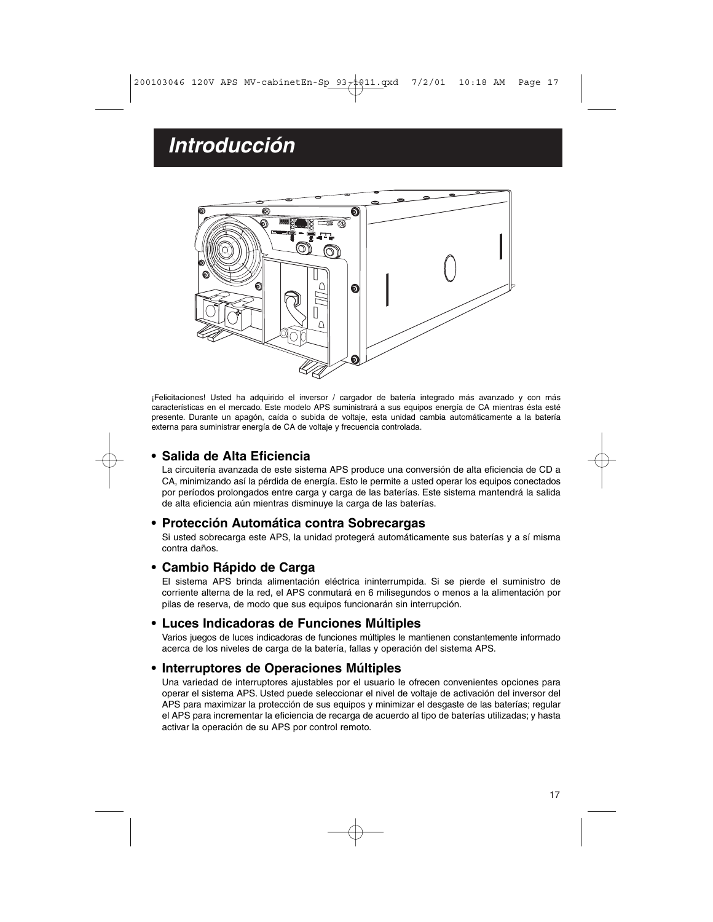# Introducción

¡Felicitaciones! Usted ha adquirido el inversor / cargador de batería integrado más avanzado y con más características en el mercado. Este modelo APS suministrará a sus equipos energía de CA mientras ésta esté presente. Durante un apagón, caída o subida de voltaje, esta unidad cambia automáticamente a la batería externa para suministrar energía de CA de voltaje y frecuencia controlada.

- **Salida de Alta Eficiencia**

  La circuitería avanzada de este sistema APS produce una conversión de alta eficiencia de CD a CA, minimizando así la pérdida de energía. Esto le permite a usted operar los equipos conectados por períodos prolongados entre carga y carga de las baterías. Este sistema mantendrá la salida de alta eficiencia aún mientras disminuye la carga de las baterías.

- **Protección Automática contra Sobrecargas**

  Si usted sobrecarga este APS, la unidad protegerá automáticamente sus baterías y a sí misma contra daños.

- **Cambio Rápido de Carga**

  El sistema APS brinda alimentación eléctrica ininterrumpida. Si se pierde el suministro de corriente alterna de la red, el APS conmutará en 6 milisegundos o menos a la alimentación por pilas de reserva, de modo que sus equipos funcionarán sin interrupción.

- **Luces Indicadoras de Funciones Múltiples**

  Varios juegos de luces indicadoras de funciones múltiples le mantienen constantemente informado acerca de los niveles de carga de la batería, fallas y operación del sistema APS.

- **Interruptores de Operaciones Múltiples**

  Una variedad de interruptores ajustables por el usuario le ofrecen convenientes opciones para operar el sistema APS. Usted puede seleccionar el nivel de voltaje de activación del inversor del APS para maximizar la protección de sus equipos y minimizar el desgaste de las baterías; regular el APS para incrementar la eficiencia de recarga de acuerdo al tipo de baterías utilizadas; y hasta activar la operación de su APS por control remoto.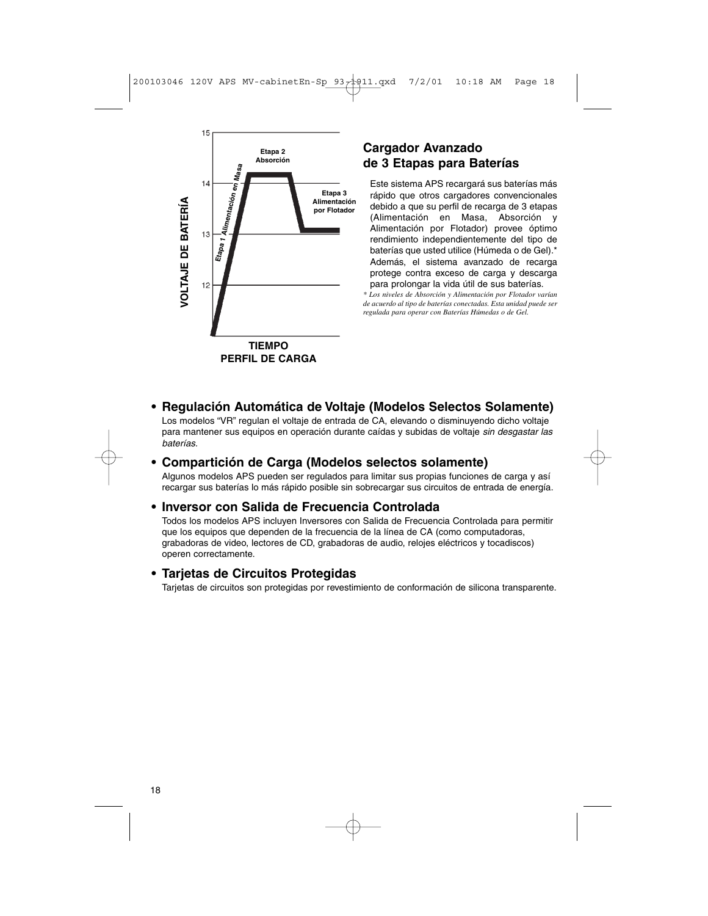## Cargador Avanzado de 3 Etapas para Baterías

Este sistema APS recargará sus baterías más rápido que otros cargadores convencionales debido a que su perfil de recarga de 3 etapas (Alimentación en Masa, Absorción y Alimentación por Flotador) provee óptimo rendimiento independientemente del tipo de baterías que usted utilice (Húmeda o de Gel).* Además, el sistema avanzado de recarga protege contra exceso de carga y descarga para prolongar la vida útil de sus baterías.

*\* Los niveles de Absorción y Alimentación por Flotador varían de acuerdo al tipo de baterías conectadas. Esta unidad puede ser regulada para operar con Baterías Húmedas o de Gel.*

VOLTAJE DE BATERÍA

Etapa 1 Alimentación en Masa

Etapa 2 Absorción

Etapa 3 Alimentación por Flotador

TIEMPO

PERFIL DE CARGA

- **Regulación Automática de Voltaje (Modelos Selectos Solamente)**
  Los modelos "VR" regulan el voltaje de entrada de CA, elevando o disminuyendo dicho voltaje para mantener sus equipos en operación durante caídas y subidas de voltaje *sin desgastar las baterías.*

- **Compartición de Carga (Modelos selectos solamente)**
  Algunos modelos APS pueden ser regulados para limitar sus propias funciones de carga y así recargar sus baterías lo más rápido posible sin sobrecargar sus circuitos de entrada de energía.

- **Inversor con Salida de Frecuencia Controlada**
  Todos los modelos APS incluyen Inversores con Salida de Frecuencia Controlada para permitir que los equipos que dependen de la frecuencia de la línea de CA (como computadoras, grabadoras de video, lectores de CD, grabadoras de audio, relojes eléctricos y tocadiscos) operen correctamente.

- **Tarjetas de Circuitos Protegidas**
  Tarjetas de circuitos son protegidas por revestimiento de conformación de silicona transparente.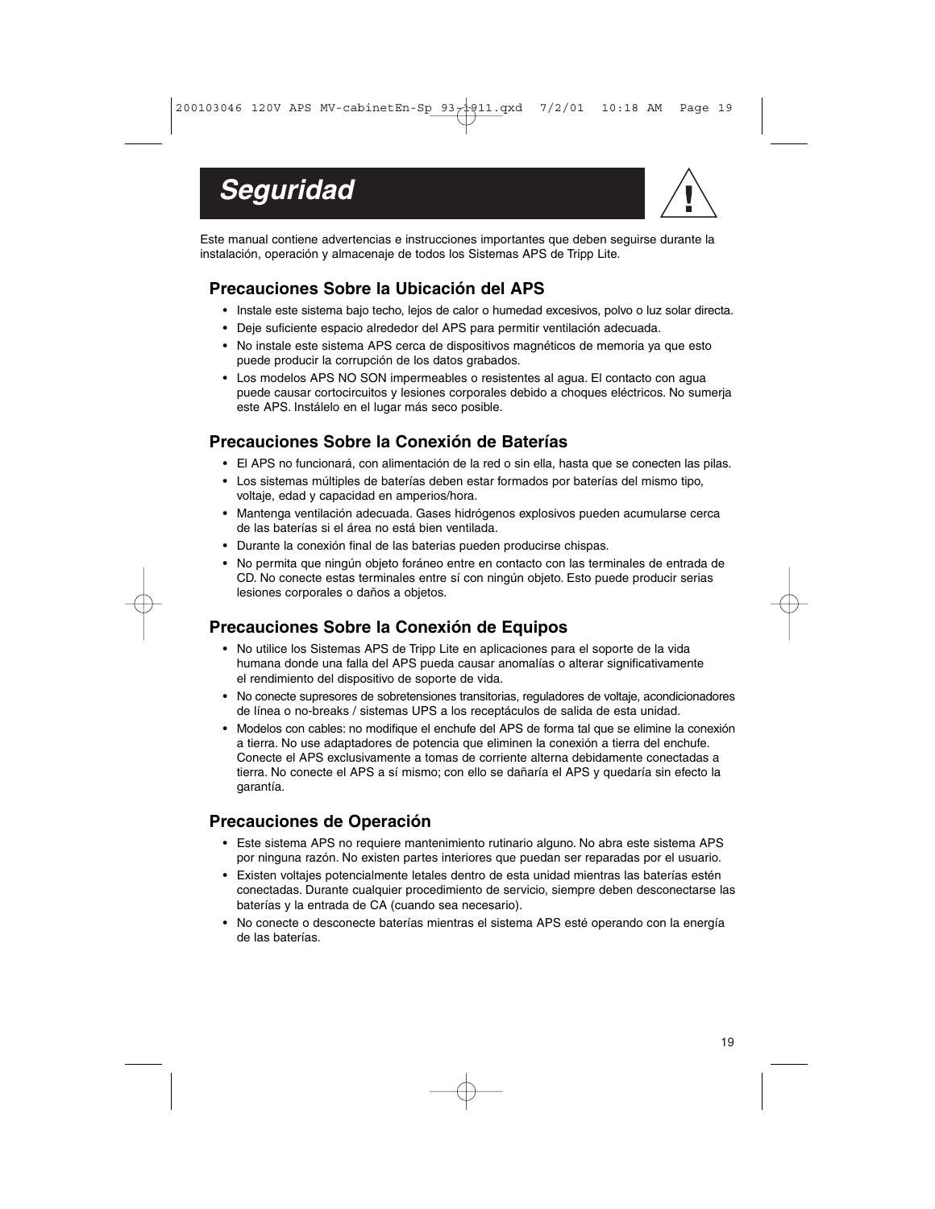# Seguridad

Este manual contiene advertencias e instrucciones importantes que deben seguirse durante la instalación, operación y almacenaje de todos los Sistemas APS de Tripp Lite.

## Precauciones Sobre la Ubicación del APS

- Instale este sistema bajo techo, lejos de calor o humedad excesivos, polvo o luz solar directa.
- Deje suficiente espacio alrededor del APS para permitir ventilación adecuada.
- No instale este sistema APS cerca de dispositivos magnéticos de memoria ya que esto puede producir la corrupción de los datos grabados.
- Los modelos APS NO SON impermeables o resistentes al agua. El contacto con agua puede causar cortocircuitos y lesiones corporales debido a choques eléctricos. No sumerja este APS. Instálelo en el lugar más seco posible.

## Precauciones Sobre la Conexión de Baterías

- El APS no funcionará, con alimentación de la red o sin ella, hasta que se conecten las pilas.
- Los sistemas múltiples de baterías deben estar formados por baterías del mismo tipo, voltaje, edad y capacidad en amperios/hora.
- Mantenga ventilación adecuada. Gases hidrógenos explosivos pueden acumularse cerca de las baterías si el área no está bien ventilada.
- Durante la conexión final de las baterias pueden producirse chispas.
- No permita que ningún objeto foráneo entre en contacto con las terminales de entrada de CD. No conecte estas terminales entre sí con ningún objeto. Esto puede producir serias lesiones corporales o daños a objetos.

## Precauciones Sobre la Conexión de Equipos

- No utilice los Sistemas APS de Tripp Lite en aplicaciones para el soporte de la vida humana donde una falla del APS pueda causar anomalías o alterar significativamente el rendimiento del dispositivo de soporte de vida.
- No conecte supresores de sobretensiones transitorias, reguladores de voltaje, acondicionadores de línea o no-breaks / sistemas UPS a los receptáculos de salida de esta unidad.
- Modelos con cables: no modifique el enchufe del APS de forma tal que se elimine la conexión a tierra. No use adaptadores de potencia que eliminen la conexión a tierra del enchufe. Conecte el APS exclusivamente a tomas de corriente alterna debidamente conectadas a tierra. No conecte el APS a sí mismo; con ello se dañaría el APS y quedaría sin efecto la garantía.

## Precauciones de Operación

- Este sistema APS no requiere mantenimiento rutinario alguno. No abra este sistema APS por ninguna razón. No existen partes interiores que puedan ser reparadas por el usuario.
- Existen voltajes potencialmente letales dentro de esta unidad mientras las baterías estén conectadas. Durante cualquier procedimiento de servicio, siempre deben desconectarse las baterías y la entrada de CA (cuando sea necesario).
- No conecte o desconecte baterías mientras el sistema APS esté operando con la energía de las baterías.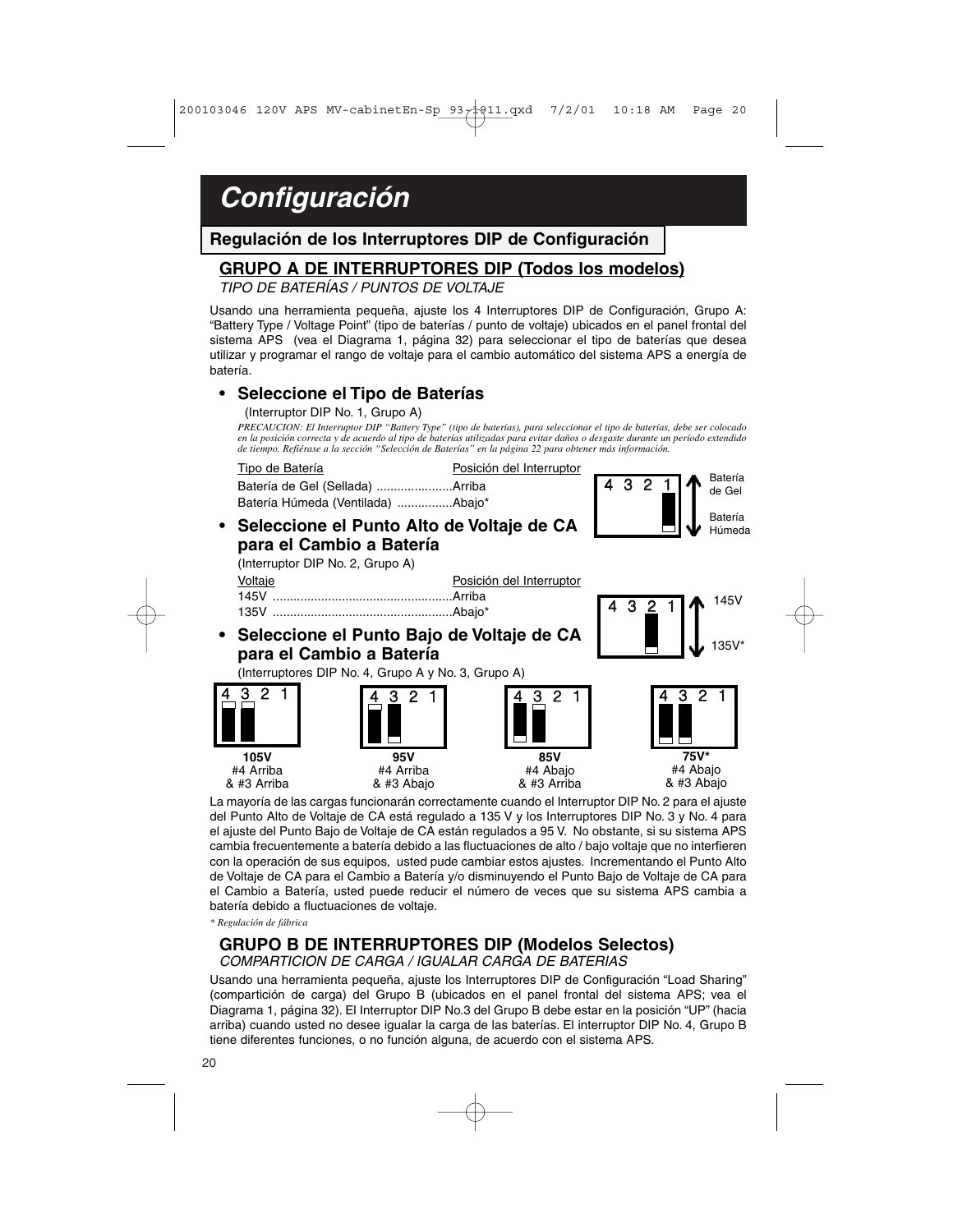# Configuración

## Regulación de los Interruptores DIP de Configuración

### GRUPO A DE INTERRUPTORES DIP (Todos los modelos)

*TIPO DE BATERÍAS / PUNTOS DE VOLTAJE*

Usando una herramienta pequeña, ajuste los 4 Interruptores DIP de Configuración, Grupo A: "Battery Type / Voltage Point" (tipo de baterías / punto de voltaje) ubicados en el panel frontal del sistema APS (vea el Diagrama 1, página 32) para seleccionar el tipo de baterías que desea utilizar y programar el rango de voltaje para el cambio automático del sistema APS a energía de batería.

- **Seleccione el Tipo de Baterías**

(Interruptor DIP No. 1, Grupo A)

*PRECAUCION: El Interruptor DIP "Battery Type" (tipo de baterías), para seleccionar el tipo de baterías, debe ser colocado en la posición correcta y de acuerdo al tipo de baterías utilizadas para evitar daños o desgaste durante un período extendido de tiempo. Refiérase a la sección "Selección de Baterías" en la página 22 para obtener más información.*

| Tipo de Batería | Posición del Interruptor |
|---|---|
| Batería de Gel (Sellada) | Arriba |
| Batería Húmeda (Ventilada) | Abajo* |

4 3 2 1 — Arriba: Batería de Gel / Abajo: Batería Húmeda

- **Seleccione el Punto Alto de Voltaje de CA para el Cambio a Batería**

(Interruptor DIP No. 2, Grupo A)

| Voltaje | Posición del Interruptor |
|---|---|
| 145V | Arriba |
| 135V | Abajo* |

4 3 2 1 — Arriba: 145V / Abajo: 135V*

- **Seleccione el Punto Bajo de Voltaje de CA para el Cambio a Batería**

(Interruptores DIP No. 4, Grupo A y No. 3, Grupo A)

| 105V | 95V | 85V | 75V* |
|---|---|---|---|
| #4 Arriba & #3 Arriba | #4 Arriba & #3 Abajo | #4 Abajo & #3 Arriba | #4 Abajo & #3 Abajo |

La mayoría de las cargas funcionarán correctamente cuando el Interruptor DIP No. 2 para el ajuste del Punto Alto de Voltaje de CA está regulado a 135 V y los Interruptores DIP No. 3 y No. 4 para el ajuste del Punto Bajo de Voltaje de CA están regulados a 95 V. No obstante, si su sistema APS cambia frecuentemente a batería debido a las fluctuaciones de alto / bajo voltaje que no interfieren con la operación de sus equipos, usted pude cambiar estos ajustes. Incrementando el Punto Alto de Voltaje de CA para el Cambio a Batería y/o disminuyendo el Punto Bajo de Voltaje de CA para el Cambio a Batería, usted puede reducir el número de veces que su sistema APS cambia a batería debido a fluctuaciones de voltaje.

*\* Regulación de fábrica*

### GRUPO B DE INTERRUPTORES DIP (Modelos Selectos)

*COMPARTICION DE CARGA / IGUALAR CARGA DE BATERIAS*

Usando una herramienta pequeña, ajuste los Interruptores DIP de Configuración "Load Sharing" (compartición de carga) del Grupo B (ubicados en el panel frontal del sistema APS; vea el Diagrama 1, página 32). El Interruptor DIP No.3 del Grupo B debe estar en la posición "UP" (hacia arriba) cuando usted no desee igualar la carga de las baterías. El interruptor DIP No. 4, Grupo B tiene diferentes funciones, o no función alguna, de acuerdo con el sistema APS.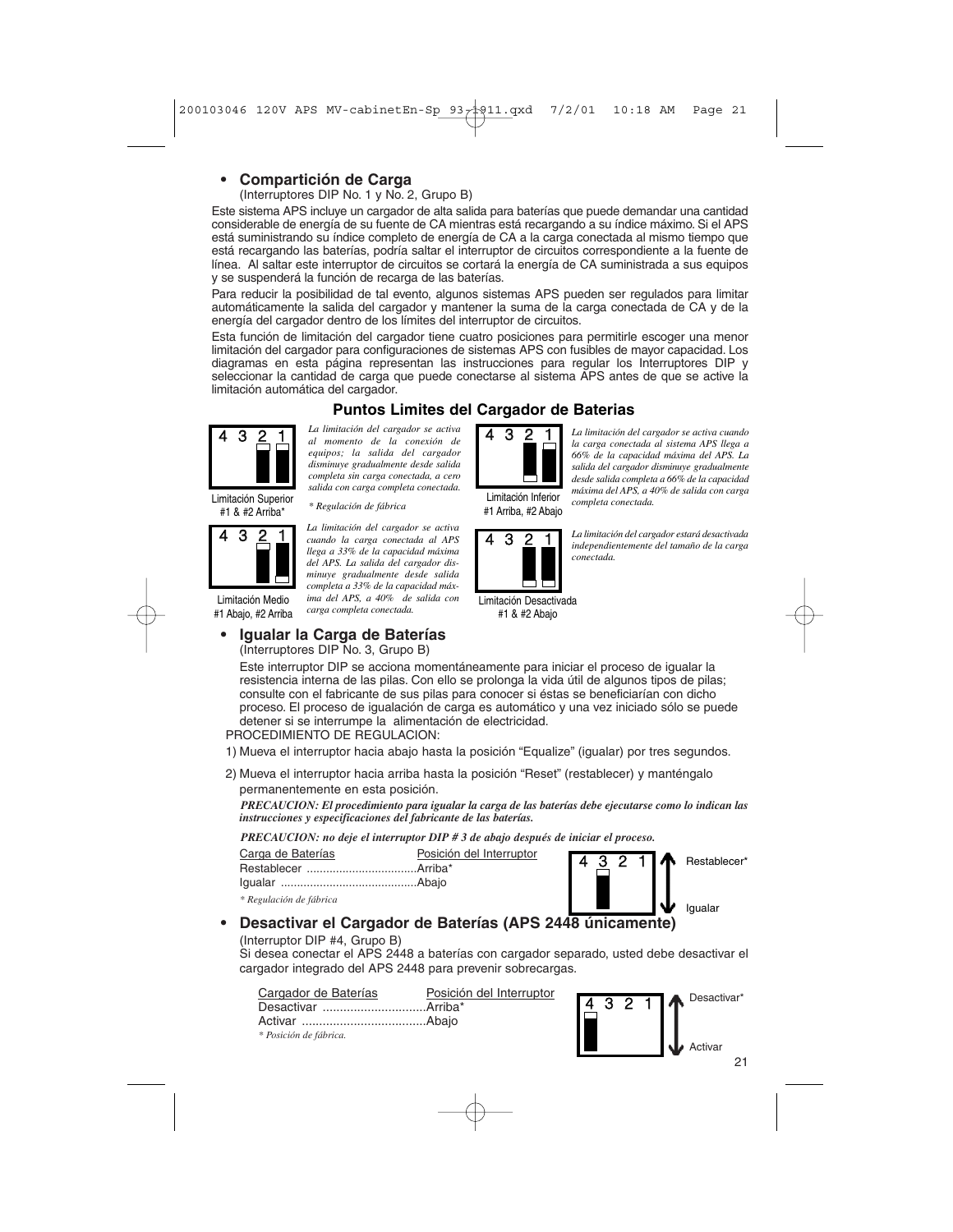- **Compartición de Carga**
  (Interruptores DIP No. 1 y No. 2, Grupo B)

Este sistema APS incluye un cargador de alta salida para baterías que puede demandar una cantidad considerable de energía de su fuente de CA mientras está recargando a su índice máximo. Si el APS está suministrando su índice completo de energía de CA a la carga conectada al mismo tiempo que está recargando las baterías, podría saltar el interruptor de circuitos correspondiente a la fuente de línea. Al saltar este interruptor de circuitos se cortará la energía de CA suministrada a sus equipos y se suspenderá la función de recarga de las baterías.

Para reducir la posibilidad de tal evento, algunos sistemas APS pueden ser regulados para limitar automáticamente la salida del cargador y mantener la suma de la carga conectada de CA y de la energía del cargador dentro de los límites del interruptor de circuitos.

Esta función de limitación del cargador tiene cuatro posiciones para permitirle escoger una menor limitación del cargador para configuraciones de sistemas APS con fusibles de mayor capacidad. Los diagramas en esta página representan las instrucciones para regular los Interruptores DIP y seleccionar la cantidad de carga que puede conectarse al sistema APS antes de que se active la limitación automática del cargador.

### Puntos Limites del Cargador de Baterias

4 3 2 1

Limitación Superior
#1 & #2 Arriba*

*La limitación del cargador se activa al momento de la conexión de equipos; la salida del cargador disminuye gradualmente desde salida completa sin carga conectada, a cero salida con carga completa conectada.*

*\* Regulación de fábrica*

4 3 2 1

Limitación Medio
#1 Abajo, #2 Arriba

*La limitación del cargador se activa cuando la carga conectada al APS llega a 33% de la capacidad máxima del APS. La salida del cargador disminuye gradualmente desde salida completa a 33% de la capacidad máxima del APS, a 40% de salida con carga completa conectada.*

4 3 2 1

Limitación Inferior
#1 Arriba, #2 Abajo

*La limitación del cargador se activa cuando la carga conectada al sistema APS llega a 66% de la capacidad máxima del APS. La salida del cargador disminuye gradualmente desde salida completa a 66% de la capacidad máxima del APS, a 40% de salida con carga completa conectada.*

4 3 2 1

Limitación Desactivada
#1 & #2 Abajo

*La limitación del cargador estará desactivada independientemente del tamaño de la carga conectada.*

- **Igualar la Carga de Baterías**
  (Interruptores DIP No. 3, Grupo B)

  Este interruptor DIP se acciona momentáneamente para iniciar el proceso de igualar la resistencia interna de las pilas. Con ello se prolonga la vida útil de algunos tipos de pilas; consulte con el fabricante de sus pilas para conocer si éstas se beneficiarían con dicho proceso. El proceso de igualación de carga es automático y una vez iniciado sólo se puede detener si se interrumpe la alimentación de electricidad.

PROCEDIMIENTO DE REGULACION:

1) Mueva el interruptor hacia abajo hasta la posición “Equalize” (igualar) por tres segundos.

2) Mueva el interruptor hacia arriba hasta la posición “Reset” (restablecer) y manténgalo permanentemente en esta posición.

***PRECAUCION: El procedimiento para igualar la carga de las baterías debe ejecutarse como lo indican las instrucciones y especificaciones del fabricante de las baterías.***

***PRECAUCION: no deje el interruptor DIP # 3 de abajo después de iniciar el proceso.***

| Carga de Baterías | Posición del Interruptor |
|---|---|
| Restablecer | Arriba* |
| Igualar | Abajo |

*\* Regulación de fábrica*

4 3 2 1 — Restablecer* / Igualar

- **Desactivar el Cargador de Baterías (APS 2448 únicamente)**
  (Interruptor DIP #4, Grupo B)
  Si desea conectar el APS 2448 a baterías con cargador separado, usted debe desactivar el cargador integrado del APS 2448 para prevenir sobrecargas.

| Cargador de Baterías | Posición del Interruptor |
|---|---|
| Desactivar | Arriba* |
| Activar | Abajo |

*\* Posición de fábrica.*

4 3 2 1 — Desactivar* / Activar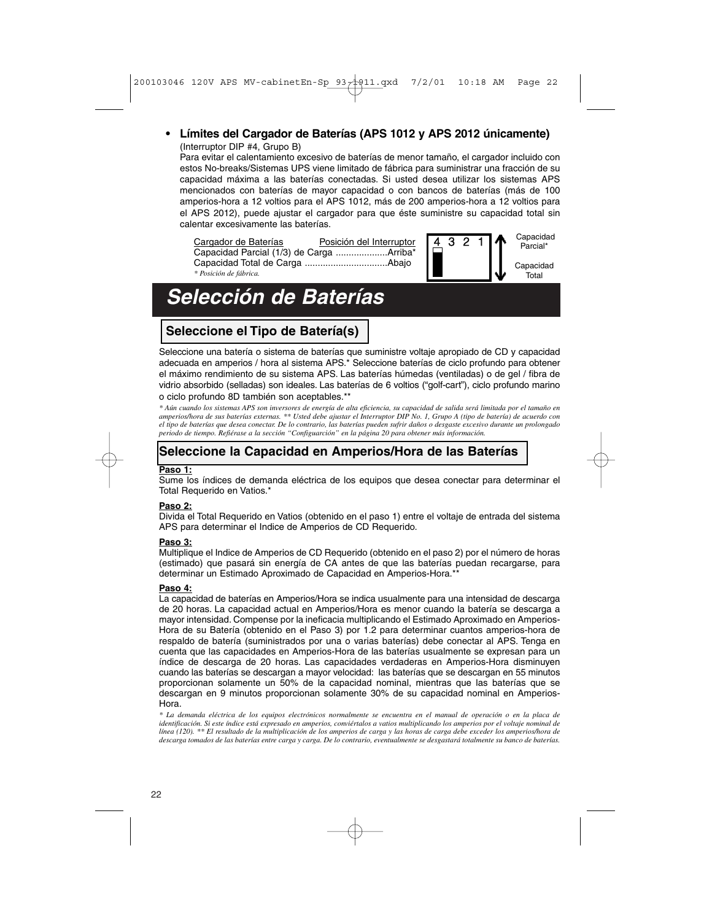- **Límites del Cargador de Baterías (APS 1012 y APS 2012 únicamente)**
  (Interruptor DIP #4, Grupo B)
  Para evitar el calentamiento excesivo de baterías de menor tamaño, el cargador incluido con estos No-breaks/Sistemas UPS viene limitado de fábrica para suministrar una fracción de su capacidad máxima a las baterías conectadas. Si usted desea utilizar los sistemas APS mencionados con baterías de mayor capacidad o con bancos de baterías (más de 100 amperios-hora a 12 voltios para el APS 1012, más de 200 amperios-hora a 12 voltios para el APS 2012), puede ajustar el cargador para que éste suministre su capacidad total sin calentar excesivamente las baterías.

| Cargador de Baterías | Posición del Interruptor |
|---|---|
| Capacidad Parcial (1/3) de Carga | Arriba* |
| Capacidad Total de Carga | Abajo |

*\* Posición de fábrica.*

4 3 2 1 — Capacidad Parcial* / Capacidad Total

# Selección de Baterías

## Seleccione el Tipo de Batería(s)

Seleccione una batería o sistema de baterías que suministre voltaje apropiado de CD y capacidad adecuada en amperios / hora al sistema APS.* Seleccione baterías de ciclo profundo para obtener el máximo rendimiento de su sistema APS. Las baterías húmedas (ventiladas) o de gel / fibra de vidrio absorbido (selladas) son ideales. Las baterías de 6 voltios ("golf-cart"), ciclo profundo marino o ciclo profundo 8D también son aceptables.**

*\* Aún cuando los sistemas APS son inversores de energía de alta eficiencia, su capacidad de salida será limitada por el tamaño en amperios/hora de sus baterías externas. \*\* Usted debe ajustar el Interruptor DIP No. 1, Grupo A (tipo de batería) de acuerdo con el tipo de baterías que desea conectar. De lo contrario, las baterías pueden sufrir daños o desgaste excesivo durante un prolongado periodo de tiempo. Refiérase a la sección "Configuarción" en la página 20 para obtener más información.*

## Seleccione la Capacidad en Amperios/Hora de las Baterías

**Paso 1:**
Sume los índices de demanda eléctrica de los equipos que desea conectar para determinar el Total Requerido en Vatios.*

**Paso 2:**
Divida el Total Requerido en Vatios (obtenido en el paso 1) entre el voltaje de entrada del sistema APS para determinar el Indice de Amperios de CD Requerido.

**Paso 3:**
Multiplique el Indice de Amperios de CD Requerido (obtenido en el paso 2) por el número de horas (estimado) que pasará sin energía de CA antes de que las baterías puedan recargarse, para determinar un Estimado Aproximado de Capacidad en Amperios-Hora.**

**Paso 4:**
La capacidad de baterías en Amperios/Hora se indica usualmente para una intensidad de descarga de 20 horas. La capacidad actual en Amperios/Hora es menor cuando la batería se descarga a mayor intensidad. Compense por la ineficacia multiplicando el Estimado Aproximado en Amperios-Hora de su Batería (obtenido en el Paso 3) por 1.2 para determinar cuantos amperios-hora de respaldo de batería (suministrados por una o varias baterías) debe conectar al APS. Tenga en cuenta que las capacidades en Amperios-Hora de las baterías usualmente se expresan para un índice de descarga de 20 horas. Las capacidades verdaderas en Amperios-Hora disminuyen cuando las baterías se descargan a mayor velocidad: las baterías que se descargan en 55 minutos proporcionan solamente un 50% de la capacidad nominal, mientras que las baterías que se descargan en 9 minutos proporcionan solamente 30% de su capacidad nominal en Amperios-Hora.

*\* La demanda eléctrica de los equipos electrónicos normalmente se encuentra en el manual de operación o en la placa de identificación. Si este índice está expresado en amperios, conviértalos a vatios multiplicando los amperios por el voltaje nominal de línea (120). \*\* El resultado de la multiplicación de los amperios de carga y las horas de carga debe exceder los amperios/hora de descarga tomados de las baterías entre carga y carga. De lo contrario, eventualmente se desgastará totalmente su banco de baterías.*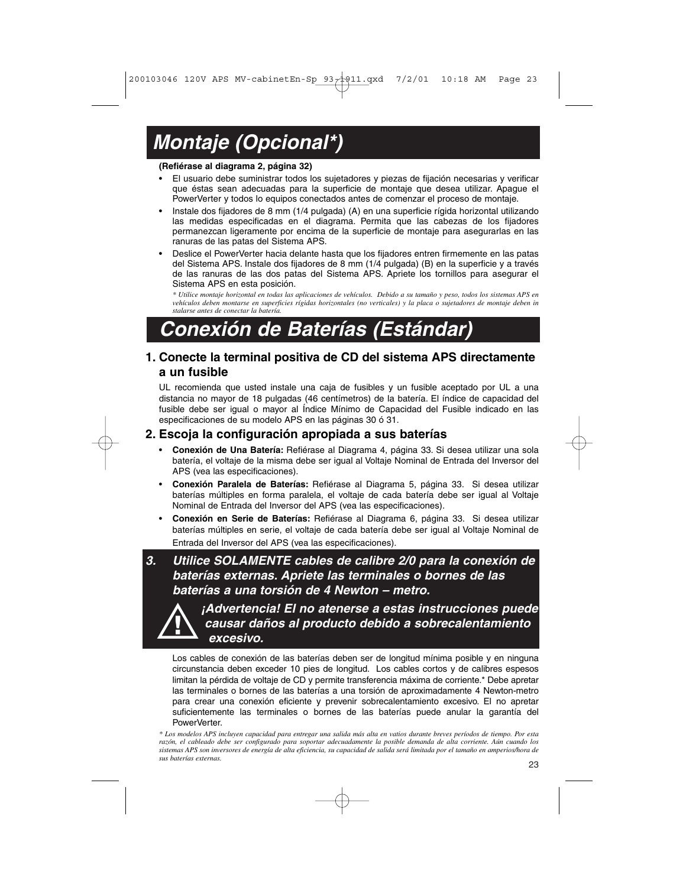# Montaje (Opcional*)

**(Refiérase al diagrama 2, página 32)**

- El usuario debe suministrar todos los sujetadores y piezas de fijación necesarias y verificar que éstas sean adecuadas para la superficie de montaje que desea utilizar. Apague el PowerVerter y todos lo equipos conectados antes de comenzar el proceso de montaje.
- Instale dos fijadores de 8 mm (1/4 pulgada) (A) en una superficie rígida horizontal utilizando las medidas especificadas en el diagrama. Permita que las cabezas de los fijadores permanezcan ligeramente por encima de la superficie de montaje para asegurarlas en las ranuras de las patas del Sistema APS.
- Deslice el PowerVerter hacia delante hasta que los fijadores entren firmemente en las patas del Sistema APS. Instale dos fijadores de 8 mm (1/4 pulgada) (B) en la superficie y a través de las ranuras de las dos patas del Sistema APS. Apriete los tornillos para asegurar el Sistema APS en esta posición.

*\* Utilice montaje horizontal en todas las aplicaciones de vehículos. Debido a su tamaño y peso, todos los sistemas APS en vehículos deben montarse en superficies rígidas horizontales (no verticales) y la placa o sujetadores de montaje deben in stalarse antes de conectar la batería.*

# Conexión de Baterías (Estándar)

## 1. Conecte la terminal positiva de CD del sistema APS directamente a un fusible

UL recomienda que usted instale una caja de fusibles y un fusible aceptado por UL a una distancia no mayor de 18 pulgadas (46 centímetros) de la batería. El índice de capacidad del fusible debe ser igual o mayor al Índice Mínimo de Capacidad del Fusible indicado en las especificaciones de su modelo APS en las páginas 30 ó 31.

## 2. Escoja la configuración apropiada a sus baterías

- **Conexión de Una Batería:** Refiérase al Diagrama 4, página 33. Si desea utilizar una sola batería, el voltaje de la misma debe ser igual al Voltaje Nominal de Entrada del Inversor del APS (vea las especificaciones).
- **Conexión Paralela de Baterías:** Refiérase al Diagrama 5, página 33. Si desea utilizar baterías múltiples en forma paralela, el voltaje de cada batería debe ser igual al Voltaje Nominal de Entrada del Inversor del APS (vea las especificaciones).
- **Conexión en Serie de Baterías:** Refiérase al Diagrama 6, página 33. Si desea utilizar baterías múltiples en serie, el voltaje de cada batería debe ser igual al Voltaje Nominal de Entrada del Inversor del APS (vea las especificaciones).

## *3. Utilice SOLAMENTE cables de calibre 2/0 para la conexión de baterías externas. Apriete las terminales o bornes de las baterías a una torsión de 4 Newton – metro.*

***¡Advertencia! El no atenerse a estas instrucciones puede causar daños al producto debido a sobrecalentamiento excesivo.***

Los cables de conexión de las baterías deben ser de longitud mínima posible y en ninguna circunstancia deben exceder 10 pies de longitud. Los cables cortos y de calibres espesos limitan la pérdida de voltaje de CD y permite transferencia máxima de corriente.* Debe apretar las terminales o bornes de las baterías a una torsión de aproximadamente 4 Newton-metro para crear una conexión eficiente y prevenir sobrecalentamiento excesivo. El no apretar suficientemente las terminales o bornes de las baterías puede anular la garantía del PowerVerter.

*\* Los modelos APS incluyen capacidad para entregar una salida más alta en vatios durante breves períodos de tiempo. Por esta razón, el cableado debe ser configurado para soportar adecuadamente la posible demanda de alta corriente. Aún cuando los sistemas APS son inversores de energía de alta eficiencia, su capacidad de salida será limitada por el tamaño en amperios/hora de sus baterías externas.*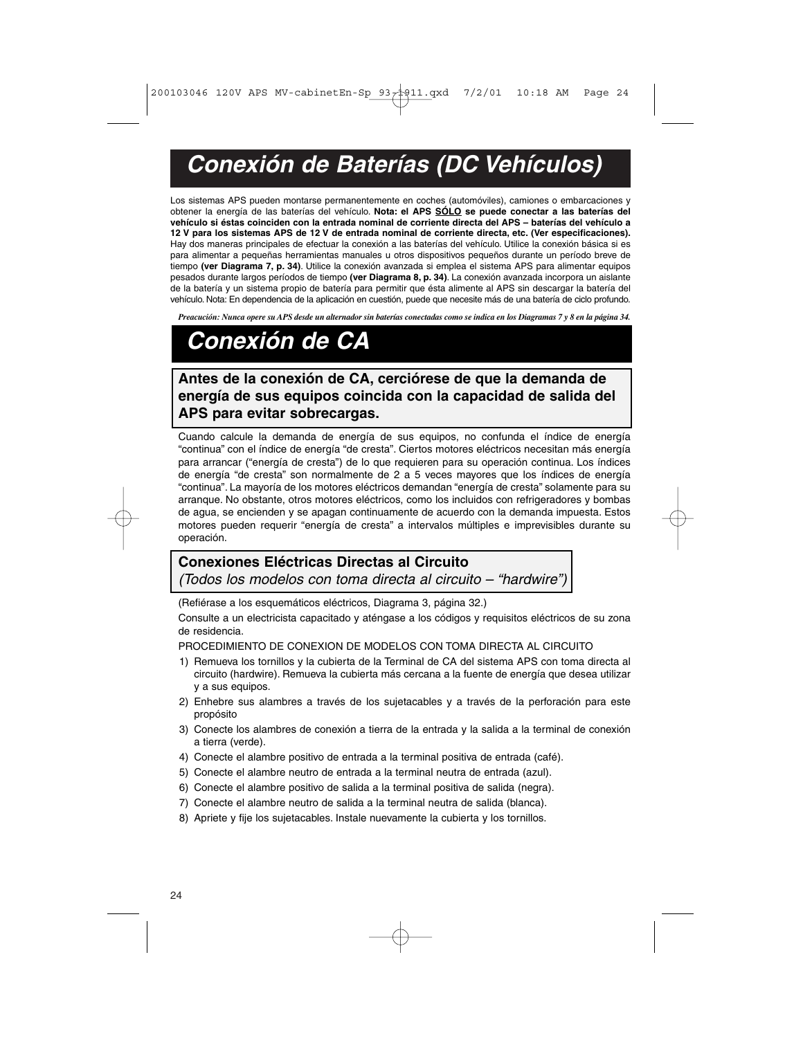# Conexión de Baterías (DC Vehículos)

Los sistemas APS pueden montarse permanentemente en coches (automóviles), camiones o embarcaciones y obtener la energía de las baterías del vehículo. **Nota: el APS SÓLO se puede conectar a las baterías del vehículo si éstas coinciden con la entrada nominal de corriente directa del APS – baterías del vehículo a 12 V para los sistemas APS de 12 V de entrada nominal de corriente directa, etc. (Ver especificaciones).** Hay dos maneras principales de efectuar la conexión a las baterías del vehículo. Utilice la conexión básica si es para alimentar a pequeñas herramientas manuales u otros dispositivos pequeños durante un período breve de tiempo **(ver Diagrama 7, p. 34)**. Utilice la conexión avanzada si emplea el sistema APS para alimentar equipos pesados durante largos períodos de tiempo **(ver Diagrama 8, p. 34)**. La conexión avanzada incorpora un aislante de la batería y un sistema propio de batería para permitir que ésta alimente al APS sin descargar la batería del vehículo. Nota: En dependencia de la aplicación en cuestión, puede que necesite más de una batería de ciclo profundo.

***Preacución: Nunca opere su APS desde un alternador sin baterías conectadas como se indica en los Diagramas 7 y 8 en la página 34.***

# Conexión de CA

**Antes de la conexión de CA, cerciórese de que la demanda de energía de sus equipos coincida con la capacidad de salida del APS para evitar sobrecargas.**

Cuando calcule la demanda de energía de sus equipos, no confunda el índice de energía "continua" con el índice de energía "de cresta". Ciertos motores eléctricos necesitan más energía para arrancar ("energía de cresta") de lo que requieren para su operación continua. Los índices de energía "de cresta" son normalmente de 2 a 5 veces mayores que los índices de energía "continua". La mayoría de los motores eléctricos demandan "energía de cresta" solamente para su arranque. No obstante, otros motores eléctricos, como los incluidos con refrigeradores y bombas de agua, se encienden y se apagan continuamente de acuerdo con la demanda impuesta. Estos motores pueden requerir "energía de cresta" a intervalos múltiples e imprevisibles durante su operación.

## Conexiones Eléctricas Directas al Circuito

*(Todos los modelos con toma directa al circuito – "hardwire")*

(Refiérase a los esquemáticos eléctricos, Diagrama 3, página 32.)

Consulte a un electricista capacitado y aténgase a los códigos y requisitos eléctricos de su zona de residencia.

PROCEDIMIENTO DE CONEXION DE MODELOS CON TOMA DIRECTA AL CIRCUITO

1) Remueva los tornillos y la cubierta de la Terminal de CA del sistema APS con toma directa al circuito (hardwire). Remueva la cubierta más cercana a la fuente de energía que desea utilizar y a sus equipos.
2) Enhebre sus alambres a través de los sujetacables y a través de la perforación para este propósito
3) Conecte los alambres de conexión a tierra de la entrada y la salida a la terminal de conexión a tierra (verde).
4) Conecte el alambre positivo de entrada a la terminal positiva de entrada (café).
5) Conecte el alambre neutro de entrada a la terminal neutra de entrada (azul).
6) Conecte el alambre positivo de salida a la terminal positiva de salida (negra).
7) Conecte el alambre neutro de salida a la terminal neutra de salida (blanca).
8) Apriete y fije los sujetacables. Instale nuevamente la cubierta y los tornillos.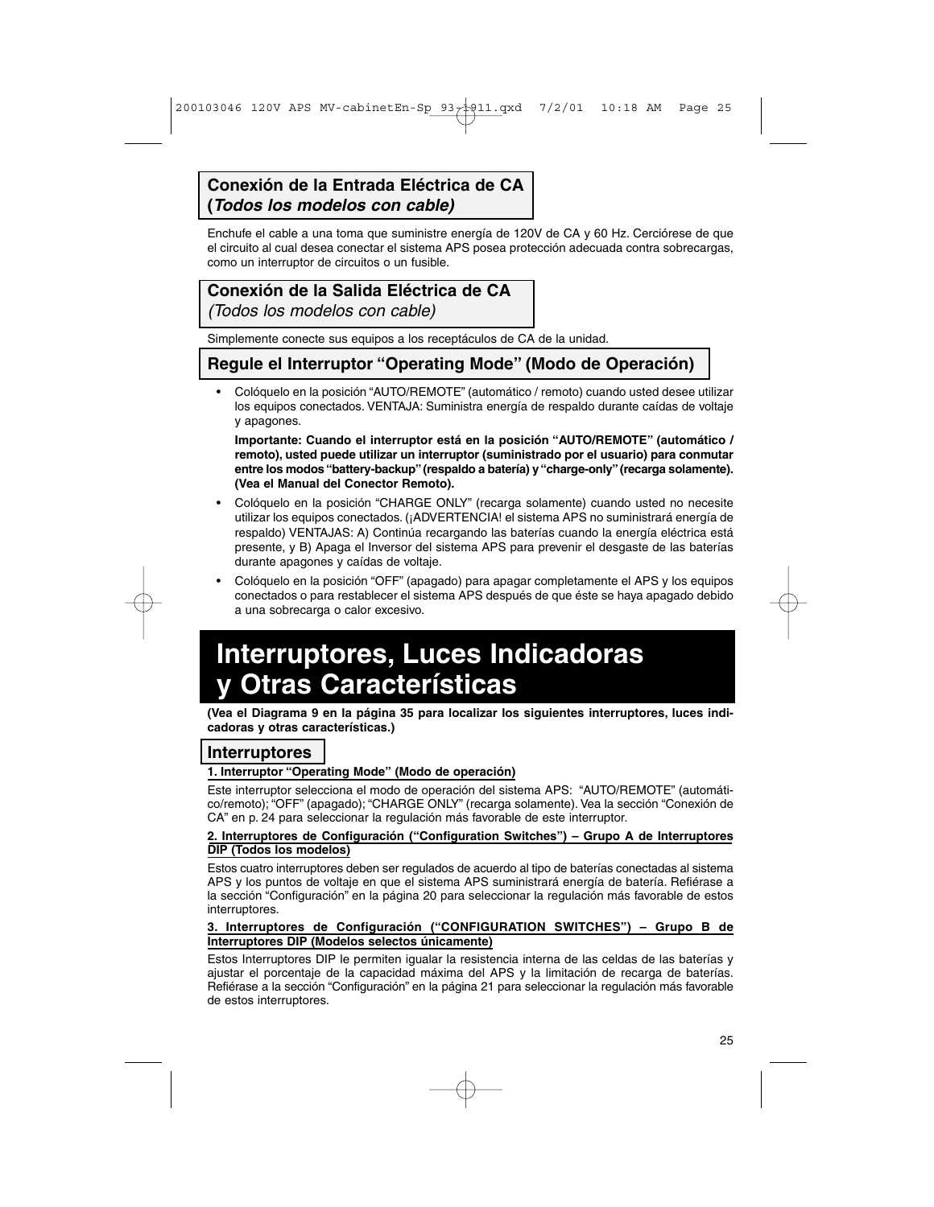## Conexión de la Entrada Eléctrica de CA (*Todos los modelos con cable*)

Enchufe el cable a una toma que suministre energía de 120V de CA y 60 Hz. Cerciórese de que el circuito al cual desea conectar el sistema APS posea protección adecuada contra sobrecargas, como un interruptor de circuitos o un fusible.

## Conexión de la Salida Eléctrica de CA *(Todos los modelos con cable)*

Simplemente conecte sus equipos a los receptáculos de CA de la unidad.

## Regule el Interruptor “Operating Mode” (Modo de Operación)

- Colóquelo en la posición “AUTO/REMOTE” (automático / remoto) cuando usted desee utilizar los equipos conectados. VENTAJA: Suministra energía de respaldo durante caídas de voltaje y apagones.

  **Importante: Cuando el interruptor está en la posición “AUTO/REMOTE” (automático / remoto), usted puede utilizar un interruptor (suministrado por el usuario) para conmutar entre los modos “battery-backup” (respaldo a batería) y “charge-only” (recarga solamente). (Vea el Manual del Conector Remoto).**

- Colóquelo en la posición “CHARGE ONLY” (recarga solamente) cuando usted no necesite utilizar los equipos conectados. (¡ADVERTENCIA! el sistema APS no suministrará energía de respaldo) VENTAJAS: A) Continúa recargando las baterías cuando la energía eléctrica está presente, y B) Apaga el Inversor del sistema APS para prevenir el desgaste de las baterías durante apagones y caídas de voltaje.
- Colóquelo en la posición “OFF” (apagado) para apagar completamente el APS y los equipos conectados o para restablecer el sistema APS después de que éste se haya apagado debido a una sobrecarga o calor excesivo.

# Interruptores, Luces Indicadoras y Otras Características

**(Vea el Diagrama 9 en la página 35 para localizar los siguientes interruptores, luces indicadoras y otras características.)**

## Interruptores

**1. Interruptor “Operating Mode” (Modo de operación)**

Este interruptor selecciona el modo de operación del sistema APS: “AUTO/REMOTE” (automático/remoto); “OFF” (apagado); “CHARGE ONLY” (recarga solamente). Vea la sección “Conexión de CA” en p. 24 para seleccionar la regulación más favorable de este interruptor.

**2. Interruptores de Configuración (“Configuration Switches”) – Grupo A de Interruptores DIP (Todos los modelos)**

Estos cuatro interruptores deben ser regulados de acuerdo al tipo de baterías conectadas al sistema APS y los puntos de voltaje en que el sistema APS suministrará energía de batería. Refiérase a la sección “Configuración” en la página 20 para seleccionar la regulación más favorable de estos interruptores.

**3. Interruptores de Configuración (“CONFIGURATION SWITCHES”) – Grupo B de Interruptores DIP (Modelos selectos únicamente)**

Estos Interruptores DIP le permiten igualar la resistencia interna de las celdas de las baterías y ajustar el porcentaje de la capacidad máxima del APS y la limitación de recarga de baterías. Refiérase a la sección “Configuración” en la página 21 para seleccionar la regulación más favorable de estos interruptores.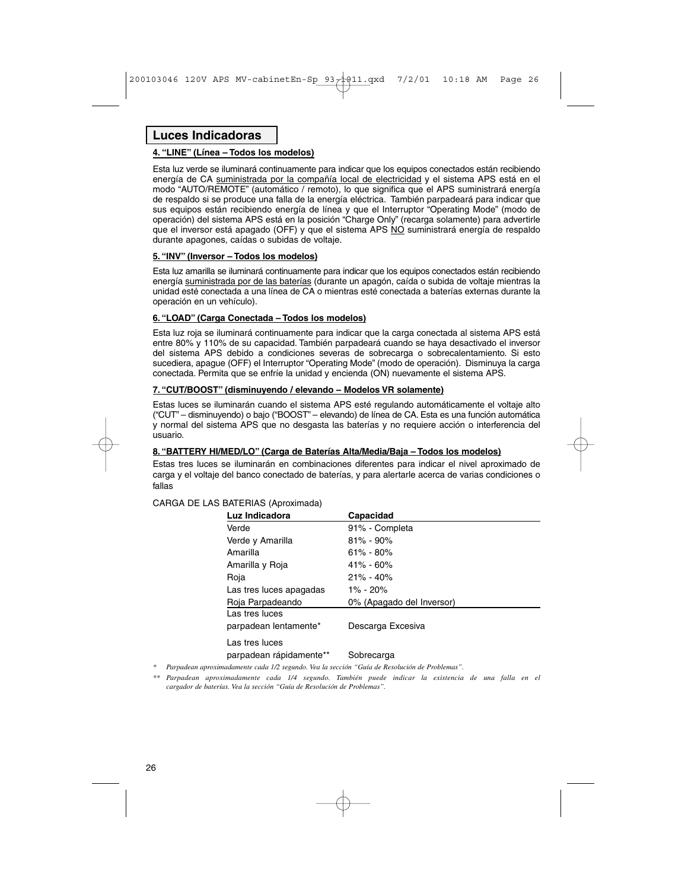## Luces Indicadoras

**4. "LINE" (Línea – Todos los modelos)**

Esta luz verde se iluminará continuamente para indicar que los equipos conectados están recibiendo energía de CA suministrada por la compañía local de electricidad y el sistema APS está en el modo "AUTO/REMOTE" (automático / remoto), lo que significa que el APS suministrará energía de respaldo si se produce una falla de la energía eléctrica. También parpadeará para indicar que sus equipos están recibiendo energía de línea y que el Interruptor "Operating Mode" (modo de operación) del sistema APS está en la posición "Charge Only" (recarga solamente) para advertirle que el inversor está apagado (OFF) y que el sistema APS NO suministrará energía de respaldo durante apagones, caídas o subidas de voltaje.

**5. "INV" (Inversor – Todos los modelos)**

Esta luz amarilla se iluminará continuamente para indicar que los equipos conectados están recibiendo energía suministrada por de las baterías (durante un apagón, caída o subida de voltaje mientras la unidad esté conectada a una línea de CA o mientras esté conectada a baterías externas durante la operación en un vehículo).

**6. "LOAD" (Carga Conectada – Todos los modelos)**

Esta luz roja se iluminará continuamente para indicar que la carga conectada al sistema APS está entre 80% y 110% de su capacidad. También parpadeará cuando se haya desactivado el inversor del sistema APS debido a condiciones severas de sobrecarga o sobrecalentamiento. Si esto sucediera, apague (OFF) el Interruptor "Operating Mode" (modo de operación). Disminuya la carga conectada. Permita que se enfríe la unidad y encienda (ON) nuevamente el sistema APS.

**7. "CUT/BOOST" (disminuyendo / elevando – Modelos VR solamente)**

Estas luces se iluminarán cuando el sistema APS esté regulando automáticamente el voltaje alto ("CUT" – disminuyendo) o bajo ("BOOST" – elevando) de línea de CA. Esta es una función automática y normal del sistema APS que no desgasta las baterías y no requiere acción o interferencia del usuario.

**8. "BATTERY HI/MED/LO" (Carga de Baterías Alta/Media/Baja – Todos los modelos)**

Estas tres luces se iluminarán en combinaciones diferentes para indicar el nivel aproximado de carga y el voltaje del banco conectado de baterías, y para alertarle acerca de varias condiciones o fallas

CARGA DE LAS BATERIAS (Aproximada)

| Luz Indicadora | Capacidad |
|---|---|
| Verde | 91% - Completa |
| Verde y Amarilla | 81% - 90% |
| Amarilla | 61% - 80% |
| Amarilla y Roja | 41% - 60% |
| Roja | 21% - 40% |
| Las tres luces apagadas | 1% - 20% |
| Roja Parpadeando | 0% (Apagado del Inversor) |
| Las tres luces parpadean lentamente* | Descarga Excesiva |
| Las tres luces parpadean rápidamente** | Sobrecarga |

\* *Parpadean aproximadamente cada 1/2 segundo. Vea la sección "Guía de Resolución de Problemas".*

\*\* *Parpadean aproximadamente cada 1/4 segundo. También puede indicar la existencia de una falla en el cargador de baterías. Vea la sección "Guía de Resolución de Problemas".*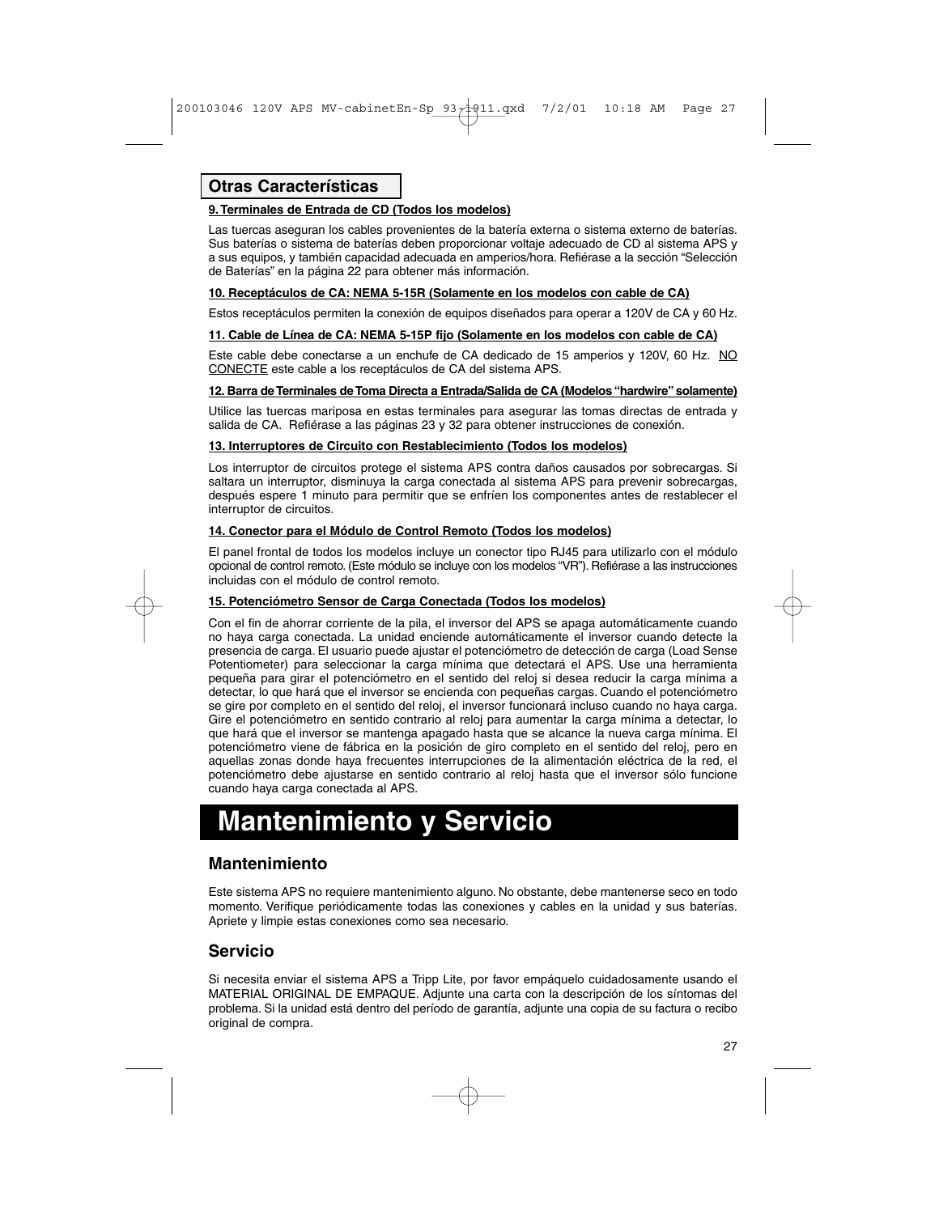## Otras Características

**9. Terminales de Entrada de CD (Todos los modelos)**

Las tuercas aseguran los cables provenientes de la batería externa o sistema externo de baterías. Sus baterías o sistema de baterías deben proporcionar voltaje adecuado de CD al sistema APS y a sus equipos, y también capacidad adecuada en amperios/hora. Refiérase a la sección "Selección de Baterías" en la página 22 para obtener más información.

**10. Receptáculos de CA: NEMA 5-15R (Solamente en los modelos con cable de CA)**

Estos receptáculos permiten la conexión de equipos diseñados para operar a 120V de CA y 60 Hz.

**11. Cable de Línea de CA: NEMA 5-15P fijo (Solamente en los modelos con cable de CA)**

Este cable debe conectarse a un enchufe de CA dedicado de 15 amperios y 120V, 60 Hz. NO CONECTE este cable a los receptáculos de CA del sistema APS.

**12. Barra de Terminales de Toma Directa a Entrada/Salida de CA (Modelos "hardwire" solamente)**

Utilice las tuercas mariposa en estas terminales para asegurar las tomas directas de entrada y salida de CA. Refiérase a las páginas 23 y 32 para obtener instrucciones de conexión.

**13. Interruptores de Circuito con Restablecimiento (Todos los modelos)**

Los interruptor de circuitos protege el sistema APS contra daños causados por sobrecargas. Si saltara un interruptor, disminuya la carga conectada al sistema APS para prevenir sobrecargas, después espere 1 minuto para permitir que se enfríen los componentes antes de restablecer el interruptor de circuitos.

**14. Conector para el Módulo de Control Remoto (Todos los modelos)**

El panel frontal de todos los modelos incluye un conector tipo RJ45 para utilizarlo con el módulo opcional de control remoto. (Este módulo se incluye con los modelos "VR"). Refiérase a las instrucciones incluidas con el módulo de control remoto.

**15. Potenciómetro Sensor de Carga Conectada (Todos los modelos)**

Con el fin de ahorrar corriente de la pila, el inversor del APS se apaga automáticamente cuando no haya carga conectada. La unidad enciende automáticamente el inversor cuando detecte la presencia de carga. El usuario puede ajustar el potenciómetro de detección de carga (Load Sense Potentiometer) para seleccionar la carga mínima que detectará el APS. Use una herramienta pequeña para girar el potenciómetro en el sentido del reloj si desea reducir la carga mínima a detectar, lo que hará que el inversor se encienda con pequeñas cargas. Cuando el potenciómetro se gire por completo en el sentido del reloj, el inversor funcionará incluso cuando no haya carga. Gire el potenciómetro en sentido contrario al reloj para aumentar la carga mínima a detectar, lo que hará que el inversor se mantenga apagado hasta que se alcance la nueva carga mínima. El potenciómetro viene de fábrica en la posición de giro completo en el sentido del reloj, pero en aquellas zonas donde haya frecuentes interrupciones de la alimentación eléctrica de la red, el potenciómetro debe ajustarse en sentido contrario al reloj hasta que el inversor sólo funcione cuando haya carga conectada al APS.

# Mantenimiento y Servicio

## Mantenimiento

Este sistema APS no requiere mantenimiento alguno. No obstante, debe mantenerse seco en todo momento. Verifique periódicamente todas las conexiones y cables en la unidad y sus baterías. Apriete y limpie estas conexiones como sea necesario.

## Servicio

Si necesita enviar el sistema APS a Tripp Lite, por favor empáquelo cuidadosamente usando el MATERIAL ORIGINAL DE EMPAQUE. Adjunte una carta con la descripción de los síntomas del problema. Si la unidad está dentro del período de garantía, adjunte una copia de su factura o recibo original de compra.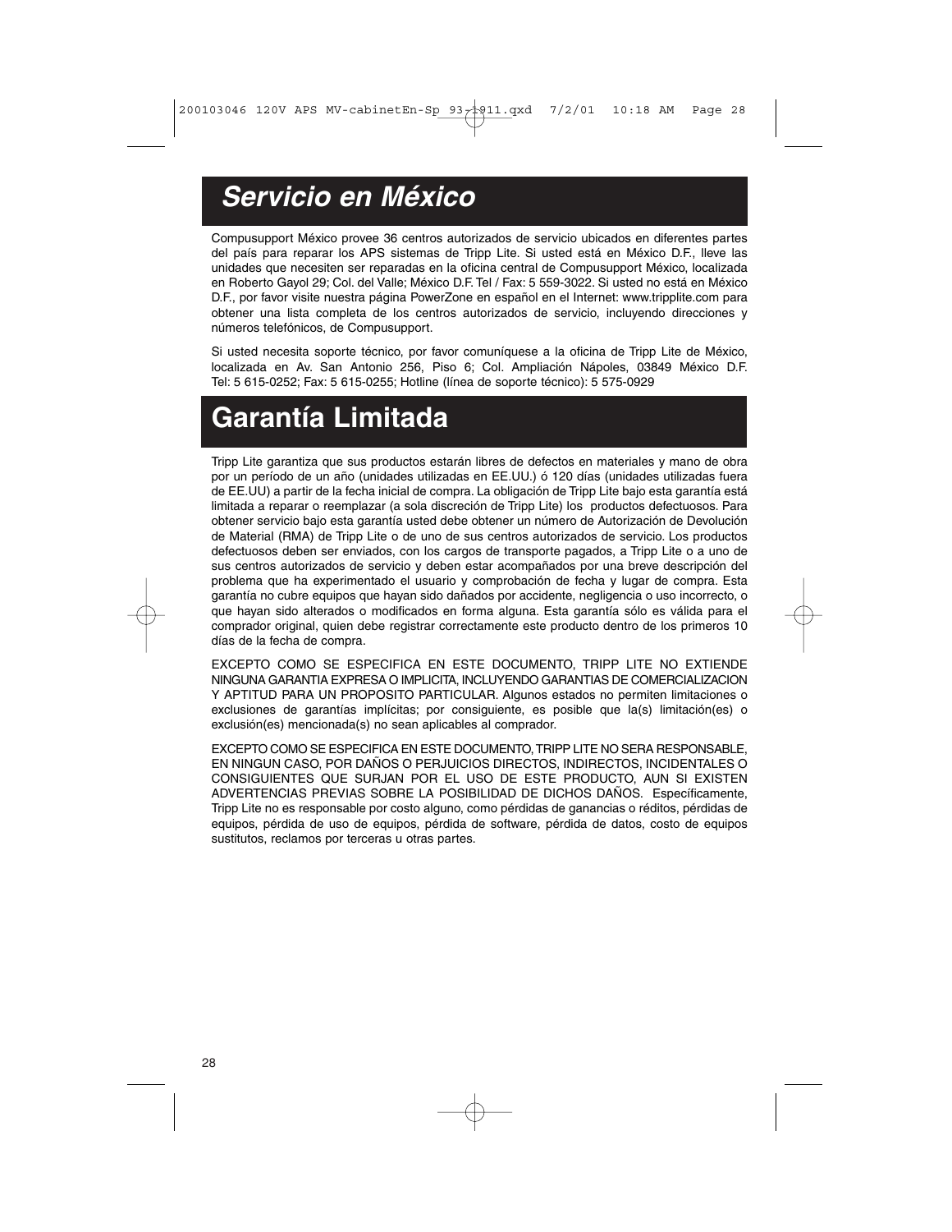## *Servicio en México*

Compusupport México provee 36 centros autorizados de servicio ubicados en diferentes partes del país para reparar los APS sistemas de Tripp Lite. Si usted está en México D.F., lleve las unidades que necesiten ser reparadas en la oficina central de Compusupport México, localizada en Roberto Gayol 29; Col. del Valle; México D.F. Tel / Fax: 5 559-3022. Si usted no está en México D.F., por favor visite nuestra página PowerZone en español en el Internet: www.tripplite.com para obtener una lista completa de los centros autorizados de servicio, incluyendo direcciones y números telefónicos, de Compusupport.

Si usted necesita soporte técnico, por favor comuníquese a la oficina de Tripp Lite de México, localizada en Av. San Antonio 256, Piso 6; Col. Ampliación Nápoles, 03849 México D.F. Tel: 5 615-0252; Fax: 5 615-0255; Hotline (línea de soporte técnico): 5 575-0929

## Garantía Limitada

Tripp Lite garantiza que sus productos estarán libres de defectos en materiales y mano de obra por un período de un año (unidades utilizadas en EE.UU.) ó 120 días (unidades utilizadas fuera de EE.UU) a partir de la fecha inicial de compra. La obligación de Tripp Lite bajo esta garantía está limitada a reparar o reemplazar (a sola discreción de Tripp Lite) los productos defectuosos. Para obtener servicio bajo esta garantía usted debe obtener un número de Autorización de Devolución de Material (RMA) de Tripp Lite o de uno de sus centros autorizados de servicio. Los productos defectuosos deben ser enviados, con los cargos de transporte pagados, a Tripp Lite o a uno de sus centros autorizados de servicio y deben estar acompañados por una breve descripción del problema que ha experimentado el usuario y comprobación de fecha y lugar de compra. Esta garantía no cubre equipos que hayan sido dañados por accidente, negligencia o uso incorrecto, o que hayan sido alterados o modificados en forma alguna. Esta garantía sólo es válida para el comprador original, quien debe registrar correctamente este producto dentro de los primeros 10 días de la fecha de compra.

EXCEPTO COMO SE ESPECIFICA EN ESTE DOCUMENTO, TRIPP LITE NO EXTIENDE NINGUNA GARANTIA EXPRESA O IMPLICITA, INCLUYENDO GARANTIAS DE COMERCIALIZACION Y APTITUD PARA UN PROPOSITO PARTICULAR. Algunos estados no permiten limitaciones o exclusiones de garantías implícitas; por consiguiente, es posible que la(s) limitación(es) o exclusión(es) mencionada(s) no sean aplicables al comprador.

EXCEPTO COMO SE ESPECIFICA EN ESTE DOCUMENTO, TRIPP LITE NO SERA RESPONSABLE, EN NINGUN CASO, POR DAÑOS O PERJUICIOS DIRECTOS, INDIRECTOS, INCIDENTALES O CONSIGUIENTES QUE SURJAN POR EL USO DE ESTE PRODUCTO, AUN SI EXISTEN ADVERTENCIAS PREVIAS SOBRE LA POSIBILIDAD DE DICHOS DAÑOS. Específicamente, Tripp Lite no es responsable por costo alguno, como pérdidas de ganancias o réditos, pérdidas de equipos, pérdida de uso de equipos, pérdida de software, pérdida de datos, costo de equipos sustitutos, reclamos por terceras u otras partes.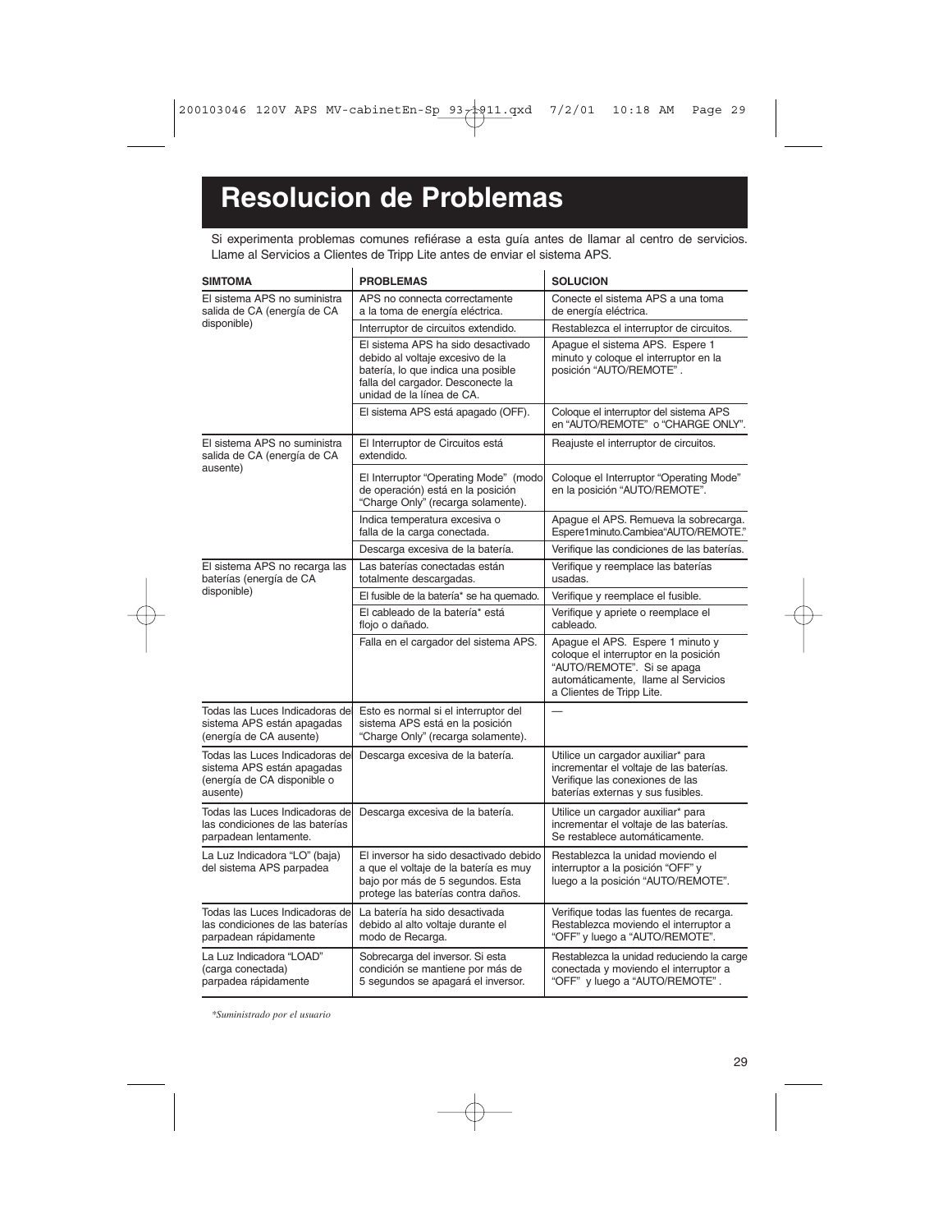# Resolucion de Problemas

Si experimenta problemas comunes refiérase a esta guía antes de llamar al centro de servicios. Llame al Servicios a Clientes de Tripp Lite antes de enviar el sistema APS.

| SIMTOMA | PROBLEMAS | SOLUCION |
|---|---|---|
| El sistema APS no suministra salida de CA (energía de CA disponible) | APS no connecta correctamente a la toma de energía eléctrica. | Conecte el sistema APS a una toma de energía eléctrica. |
| | Interruptor de circuitos extendido. | Restablezca el interruptor de circuitos. |
| | El sistema APS ha sido desactivado debido al voltaje excesivo de la batería, lo que indica una posible falla del cargador. Desconecte la unidad de la línea de CA. | Apague el sistema APS. Espere 1 minuto y coloque el interruptor en la posición "AUTO/REMOTE". |
| | El sistema APS está apagado (OFF). | Coloque el interruptor del sistema APS en "AUTO/REMOTE" o "CHARGE ONLY". |
| El sistema APS no suministra salida de CA (energía de CA ausente) | El Interruptor de Circuitos está extendido. | Reajuste el interruptor de circuitos. |
| | El Interruptor "Operating Mode" (modo de operación) está en la posición "Charge Only" (recarga solamente). | Coloque el Interruptor "Operating Mode" en la posición "AUTO/REMOTE". |
| | Indica temperatura excesiva o falla de la carga conectada. | Apague el APS. Remueva la sobrecarga. Espere1minuto.Cambiea"AUTO/REMOTE." |
| | Descarga excesiva de la batería. | Verifique las condiciones de las baterías. |
| El sistema APS no recarga las baterías (energía de CA disponible) | Las baterías conectadas están totalmente descargadas. | Verifique y reemplace las baterías usadas. |
| | El fusible de la batería* se ha quemado. | Verifique y reemplace el fusible. |
| | El cableado de la batería* está flojo o dañado. | Verifique y apriete o reemplace el cableado. |
| | Falla en el cargador del sistema APS. | Apague el APS. Espere 1 minuto y coloque el interruptor en la posición "AUTO/REMOTE". Si se apaga automáticamente, llame al Servicios a Clientes de Tripp Lite. |
| Todas las Luces Indicadoras de sistema APS están apagadas (energía de CA ausente) | Esto es normal si el interruptor del sistema APS está en la posición "Charge Only" (recarga solamente). | — |
| Todas las Luces Indicadoras de sistema APS están apagadas (energía de CA disponible o ausente) | Descarga excesiva de la batería. | Utilice un cargador auxiliar* para incrementar el voltaje de las baterías. Verifique las conexiones de las baterías externas y sus fusibles. |
| Todas las Luces Indicadoras de las condiciones de las baterías parpadean lentamente. | Descarga excesiva de la batería. | Utilice un cargador auxiliar* para incrementar el voltaje de las baterías. Se restablece automáticamente. |
| La Luz Indicadora "LO" (baja) del sistema APS parpadea | El inversor ha sido desactivado debido a que el voltaje de la batería es muy bajo por más de 5 segundos. Esta protege las baterías contra daños. | Restablezca la unidad moviendo el interruptor a la posición "OFF" y luego a la posición "AUTO/REMOTE". |
| Todas las Luces Indicadoras de las condiciones de las baterías parpadean rápidamente | La batería ha sido desactivada debido al alto voltaje durante el modo de Recarga. | Verifique todas las fuentes de recarga. Restablezca moviendo el interruptor a "OFF" y luego a "AUTO/REMOTE". |
| La Luz Indicadora "LOAD" (carga conectada) parpadea rápidamente | Sobrecarga del inversor. Si esta condición se mantiene por más de 5 segundos se apagará el inversor. | Restablezca la unidad reduciendo la carge conectada y moviendo el interruptor a "OFF" y luego a "AUTO/REMOTE". |

*\*Suministrado por el usuario*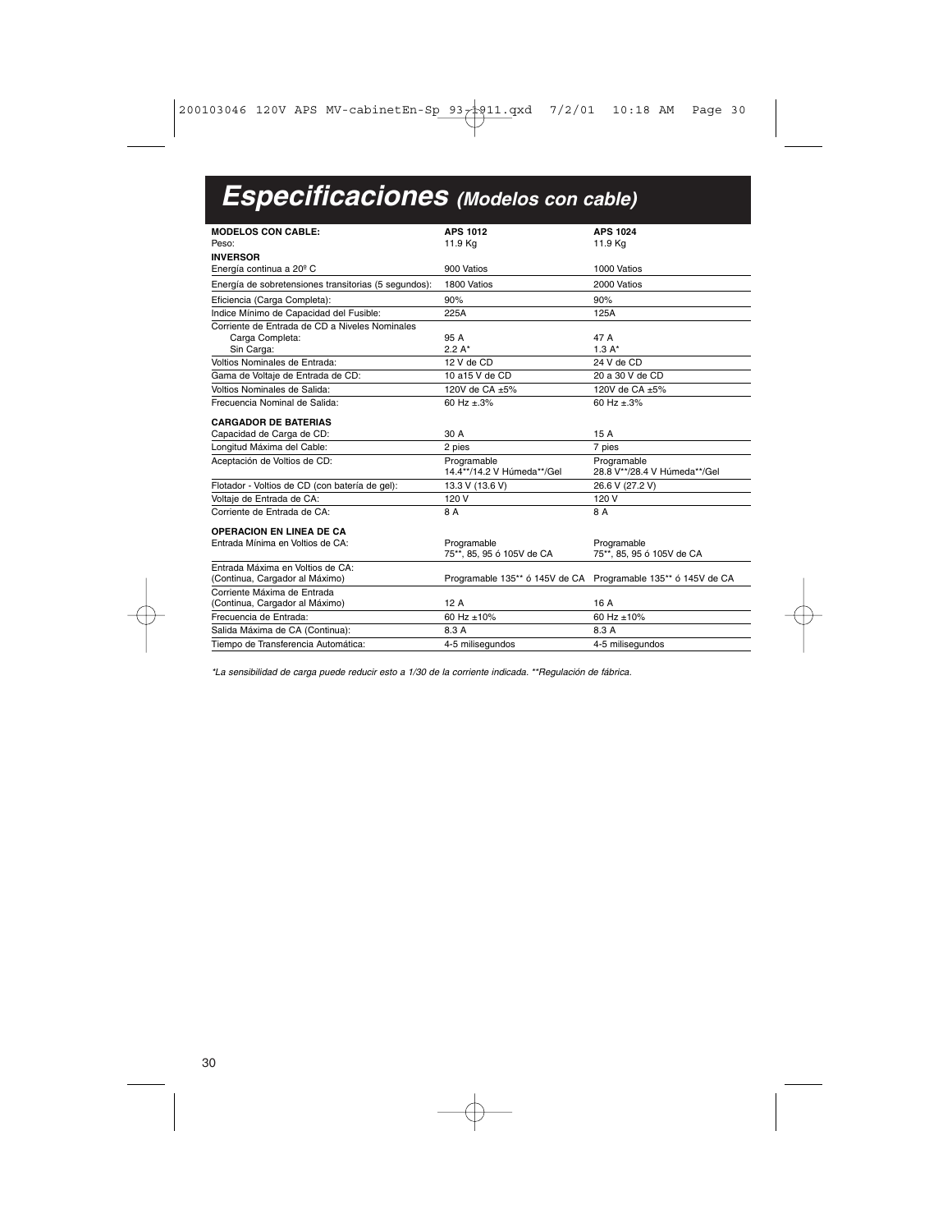# *Especificaciones (Modelos con cable)*

| **MODELOS CON CABLE:** | **APS 1012** | **APS 1024** |
|---|---|---|
| Peso: | 11.9 Kg | 11.9 Kg |
| **INVERSOR** | | |
| Energía continua a 20º C | 900 Vatios | 1000 Vatios |
| Energía de sobretensiones transitorias (5 segundos): | 1800 Vatios | 2000 Vatios |
| Eficiencia (Carga Completa): | 90% | 90% |
| Indice Mínimo de Capacidad del Fusible: | 225A | 125A |
| Corriente de Entrada de CD a Niveles Nominales | | |
| Carga Completa: | 95 A | 47 A |
| Sin Carga: | 2.2 A* | 1.3 A* |
| Voltios Nominales de Entrada: | 12 V de CD | 24 V de CD |
| Gama de Voltaje de Entrada de CD: | 10 a15 V de CD | 20 a 30 V de CD |
| Voltios Nominales de Salida: | 120V de CA ±5% | 120V de CA ±5% |
| Frecuencia Nominal de Salida: | 60 Hz ±.3% | 60 Hz ±.3% |
| **CARGADOR DE BATERIAS** | | |
| Capacidad de Carga de CD: | 30 A | 15 A |
| Longitud Máxima del Cable: | 2 pies | 7 pies |
| Aceptación de Voltios de CD: | Programable 14.4**/14.2 V Húmeda**/Gel | Programable 28.8 V**/28.4 V Húmeda**/Gel |
| Flotador - Voltios de CD (con batería de gel): | 13.3 V (13.6 V) | 26.6 V (27.2 V) |
| Voltaje de Entrada de CA: | 120 V | 120 V |
| Corriente de Entrada de CA: | 8 A | 8 A |
| **OPERACION EN LINEA DE CA** | | |
| Entrada Mínima en Voltios de CA: | Programable 75**, 85, 95 ó 105V de CA | Programable 75**, 85, 95 ó 105V de CA |
| Entrada Máxima en Voltios de CA: (Continua, Cargador al Máximo) | Programable 135** ó 145V de CA | Programable 135** ó 145V de CA |
| Corriente Máxima de Entrada (Continua, Cargador al Máximo) | 12 A | 16 A |
| Frecuencia de Entrada: | 60 Hz ±10% | 60 Hz ±10% |
| Salida Máxima de CA (Continua): | 8.3 A | 8.3 A |
| Tiempo de Transferencia Automática: | 4-5 milisegundos | 4-5 milisegundos |

*\*La sensibilidad de carga puede reducir esto a 1/30 de la corriente indicada. \*\*Regulación de fábrica.*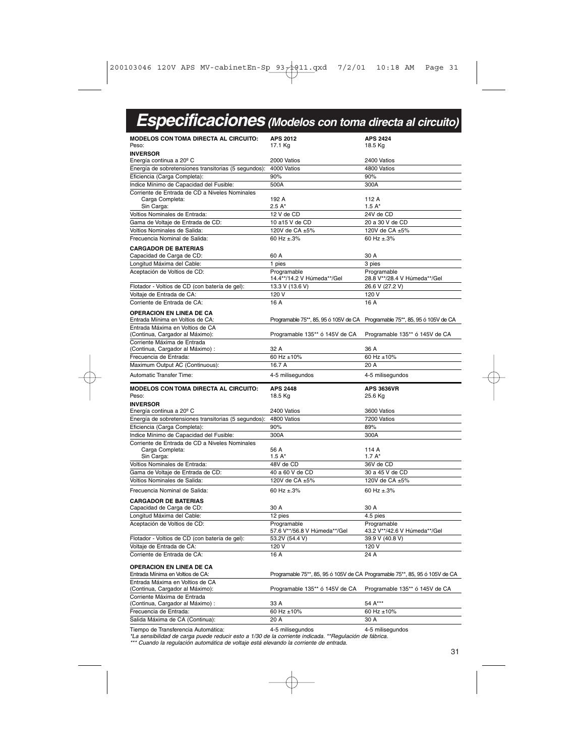# *Especificaciones* *(Modelos con toma directa al circuito)*

| **MODELOS CON TOMA DIRECTA AL CIRCUITO:** | **APS 2012** | **APS 2424** |
|---|---|---|
| Peso: | 17.1 Kg | 18.5 Kg |
| **INVERSOR** | | |
| Energía continua a 20º C | 2000 Vatios | 2400 Vatios |
| Energía de sobretensiones transitorias (5 segundos): | 4000 Vatios | 4800 Vatios |
| Eficiencia (Carga Completa): | 90% | 90% |
| Indice Mínimo de Capacidad del Fusible: | 500A | 300A |
| Corriente de Entrada de CD a Niveles Nominales | | |
| Carga Completa: | 192 A | 112 A |
| Sin Carga: | 2.5 A* | 1.5 A* |
| Voltios Nominales de Entrada: | 12 V de CD | 24V de CD |
| Gama de Voltaje de Entrada de CD: | 10 a15 V de CD | 20 a 30 V de CD |
| Voltios Nominales de Salida: | 120V de CA ±5% | 120V de CA ±5% |
| Frecuencia Nominal de Salida: | 60 Hz ±.3% | 60 Hz ±.3% |
| **CARGADOR DE BATERIAS** | | |
| Capacidad de Carga de CD: | 60 A | 30 A |
| Longitud Máxima del Cable: | 1 pies | 3 pies |
| Aceptación de Voltios de CD: | Programable 14.4**/14.2 V Húmeda**/Gel | Programable 28.8 V**/28.4 V Húmeda**/Gel |
| Flotador - Voltios de CD (con batería de gel): | 13.3 V (13.6 V) | 26.6 V (27.2 V) |
| Voltaje de Entrada de CA: | 120 V | 120 V |
| Corriente de Entrada de CA: | 16 A | 16 A |
| **OPERACION EN LINEA DE CA** | | |
| Entrada Mínima en Voltios de CA: | Programable 75**, 85, 95 ó 105V de CA | Programable 75**, 85, 95 ó 105V de CA |
| Entrada Máxima en Voltios de CA (Continua, Cargador al Máximo): | Programable 135** ó 145V de CA | Programable 135** ó 145V de CA |
| Corriente Máxima de Entrada (Continua, Cargador al Máximo) : | 32 A | 36 A |
| Frecuencia de Entrada: | 60 Hz ±10% | 60 Hz ±10% |
| Maximum Output AC (Continuous): | 16.7 A | 20 A |
| Automatic Transfer Time: | 4-5 milisegundos | 4-5 milisegundos |

| **MODELOS CON TOMA DIRECTA AL CIRCUITO:** | **APS 2448** | **APS 3636VR** |
|---|---|---|
| Peso: | 18.5 Kg | 25.6 Kg |
| **INVERSOR** | | |
| Energía continua a 20º C | 2400 Vatios | 3600 Vatios |
| Energía de sobretensiones transitorias (5 segundos): | 4800 Vatios | 7200 Vatios |
| Eficiencia (Carga Completa): | 90% | 89% |
| Indice Mínimo de Capacidad del Fusible: | 300A | 300A |
| Corriente de Entrada de CD a Niveles Nominales | | |
| Carga Completa: | 56 A | 114 A |
| Sin Carga: | 1.5 A* | 1.7 A* |
| Voltios Nominales de Entrada: | 48V de CD | 36V de CD |
| Gama de Voltaje de Entrada de CD: | 40 a 60 V de CD | 30 a 45 V de CD |
| Voltios Nominales de Salida: | 120V de CA ±5% | 120V de CA ±5% |
| Frecuencia Nominal de Salida: | 60 Hz ±.3% | 60 Hz ±.3% |
| **CARGADOR DE BATERIAS** | | |
| Capacidad de Carga de CD: | 30 A | 30 A |
| Longitud Máxima del Cable: | 12 pies | 4.5 pies |
| Aceptación de Voltios de CD: | Programable 57.6 V**/56.8 V Húmeda**/Gel | Programable 43.2 V**/42.6 V Húmeda**/Gel |
| Flotador - Voltios de CD (con batería de gel): | 53.2V (54.4 V) | 39.9 V (40.8 V) |
| Voltaje de Entrada de CA: | 120 V | 120 V |
| Corriente de Entrada de CA: | 16 A | 24 A |
| **OPERACION EN LINEA DE CA** | | |
| Entrada Mínima en Voltios de CA: | Programable 75**, 85, 95 ó 105V de CA | Programable 75**, 85, 95 ó 105V de CA |
| Entrada Máxima en Voltios de CA (Continua, Cargador al Máximo): | Programable 135** ó 145V de CA | Programable 135** ó 145V de CA |
| Corriente Máxima de Entrada (Continua, Cargador al Máximo) : | 33 A | 54 A*** |
| Frecuencia de Entrada: | 60 Hz ±10% | 60 Hz ±10% |
| Salida Máxima de CA (Continua): | 20 A | 30 A |
| Tiempo de Transferencia Automática: | 4-5 milisegundos | 4-5 milisegundos |

*\*La sensibilidad de carga puede reducir esto a 1/30 de la corriente indicada. \*\*Regulación de fábrica.*
*\*\*\* Cuando la regulación automática de voltaje está elevando la corriente de entrada.*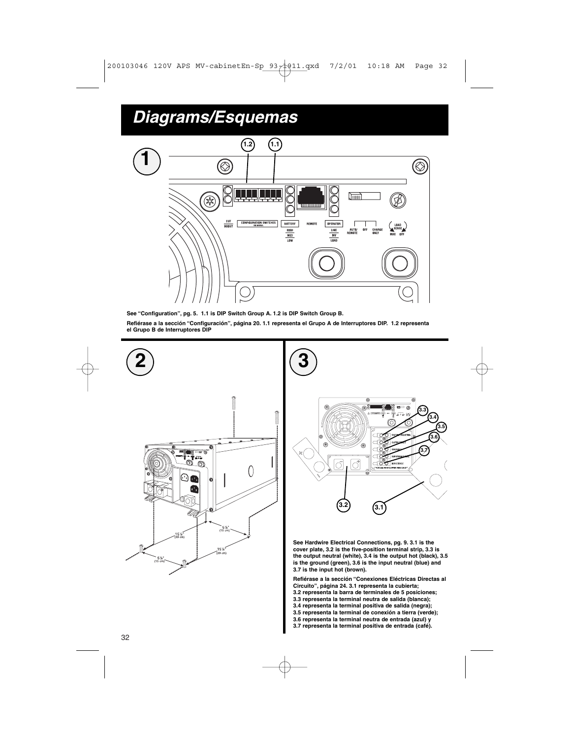# Diagrams/Esquemas

1

See “Configuration”, pg. 5. 1.1 is DIP Switch Group A. 1.2 is DIP Switch Group B.

Refiérase a la sección “Configuración”, página 20. 1.1 representa el Grupo A de Interruptores DIP. 1.2 representa el Grupo B de Interruptores DIP

2

3

See Hardwire Electrical Connections, pg. 9. 3.1 is the cover plate, 3.2 is the five-position terminal strip, 3.3 is the output neutral (white), 3.4 is the output hot (black), 3.5 is the ground (green), 3.6 is the input neutral (blue) and 3.7 is the input hot (brown).

Refiérase a la sección “Conexiones Eléctricas Directas al Circuito”, página 24. 3.1 representa la cubierta;
3.2 representa la barra de terminales de 5 posiciones;
3.3 representa la terminal neutra de salida (blanca);
3.4 representa la terminal positiva de salida (negra);
3.5 representa la terminal de conexión a tierra (verde);
3.6 representa la terminal neutra de entrada (azul) y
3.7 representa la terminal positiva de entrada (café).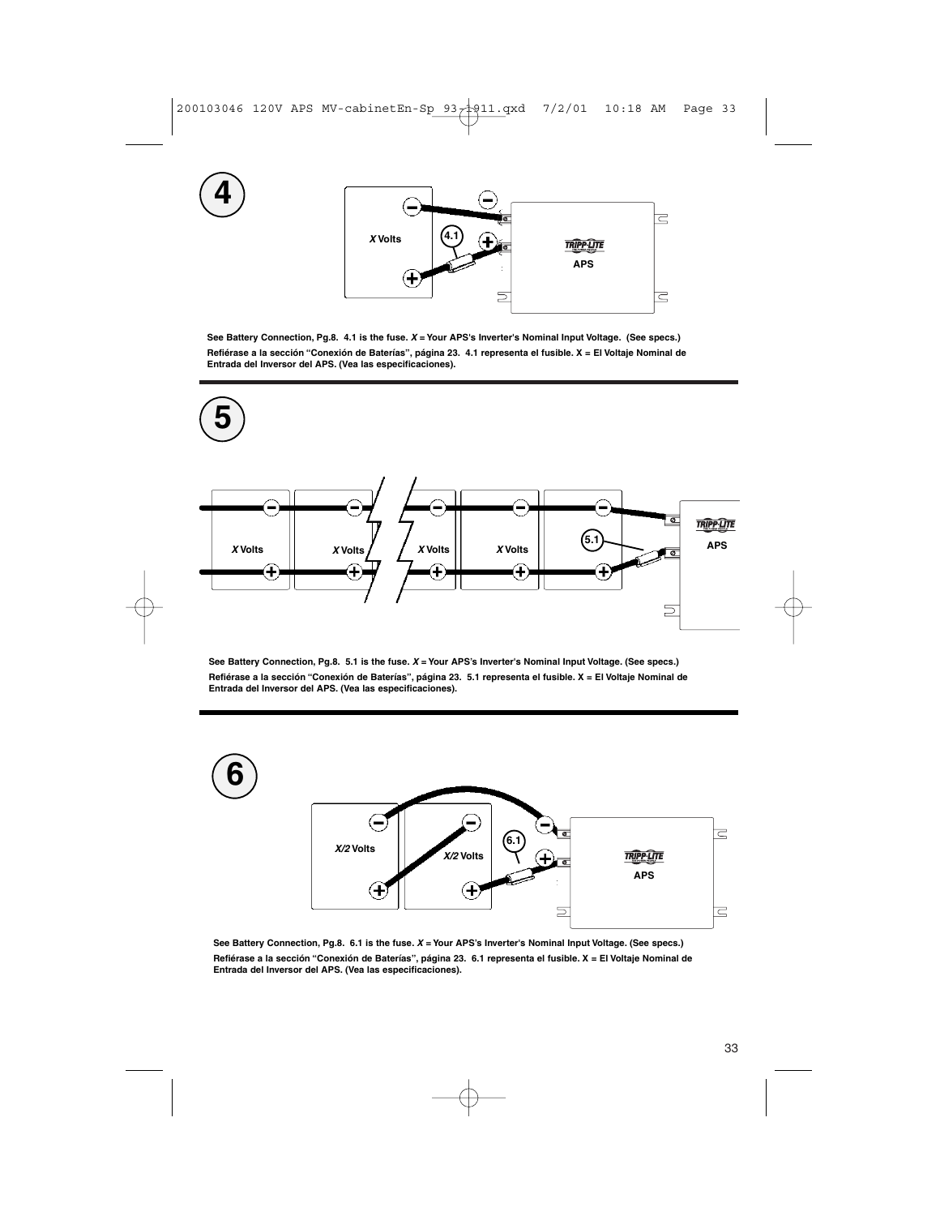**4**

See Battery Connection, Pg.8. 4.1 is the fuse. *X* = Your APS's Inverter's Nominal Input Voltage. (See specs.)

Refiérase a la sección "Conexión de Baterías", página 23. 4.1 representa el fusible. X = El Voltaje Nominal de Entrada del Inversor del APS. (Vea las especificaciones).

---

**5**

See Battery Connection, Pg.8. 5.1 is the fuse. *X* = Your APS's Inverter's Nominal Input Voltage. (See specs.)

Refiérase a la sección "Conexión de Baterías", página 23. 5.1 representa el fusible. X = El Voltaje Nominal de Entrada del Inversor del APS. (Vea las especificaciones).

---

**6**

See Battery Connection, Pg.8. 6.1 is the fuse. *X* = Your APS's Inverter's Nominal Input Voltage. (See specs.)

Refiérase a la sección "Conexión de Baterías", página 23. 6.1 representa el fusible. X = El Voltaje Nominal de Entrada del Inversor del APS. (Vea las especificaciones).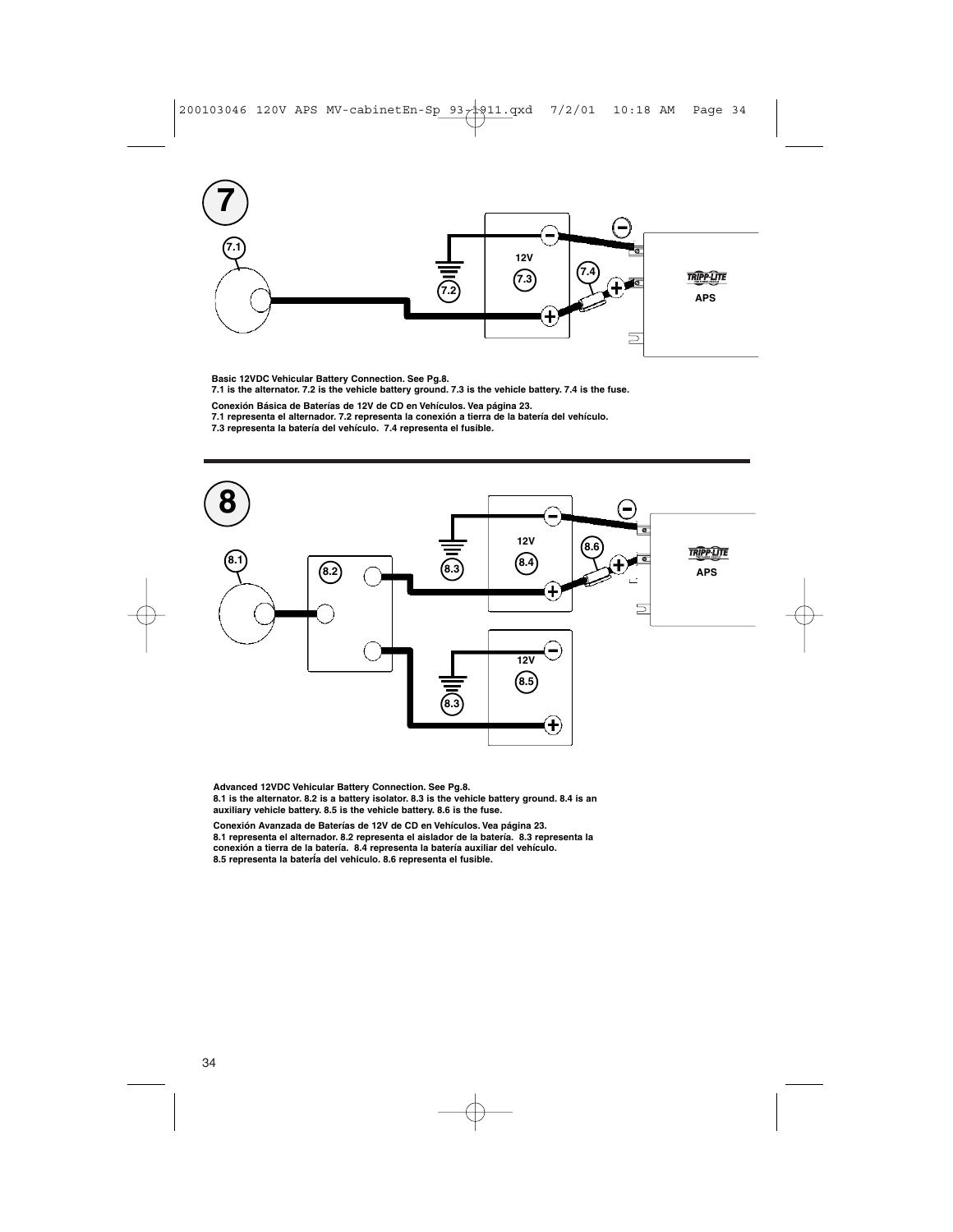**Basic 12VDC Vehicular Battery Connection. See Pg.8.**
**7.1 is the alternator. 7.2 is the vehicle battery ground. 7.3 is the vehicle battery. 7.4 is the fuse.**

**Conexión Básica de Baterías de 12V de CD en Vehículos. Vea página 23.**
**7.1 representa el alternador. 7.2 representa la conexión a tierra de la batería del vehículo.**
**7.3 representa la batería del vehículo. 7.4 representa el fusible.**

**Advanced 12VDC Vehicular Battery Connection. See Pg.8.**
**8.1 is the alternator. 8.2 is a battery isolator. 8.3 is the vehicle battery ground. 8.4 is an auxiliary vehicle battery. 8.5 is the vehicle battery. 8.6 is the fuse.**

**Conexión Avanzada de Baterías de 12V de CD en Vehículos. Vea página 23.**
**8.1 representa el alternador. 8.2 representa el aislador de la batería. 8.3 representa la conexión a tierra de la batería. 8.4 representa la batería auxiliar del vehículo.**
**8.5 representa la batería del vehiculo. 8.6 representa el fusible.**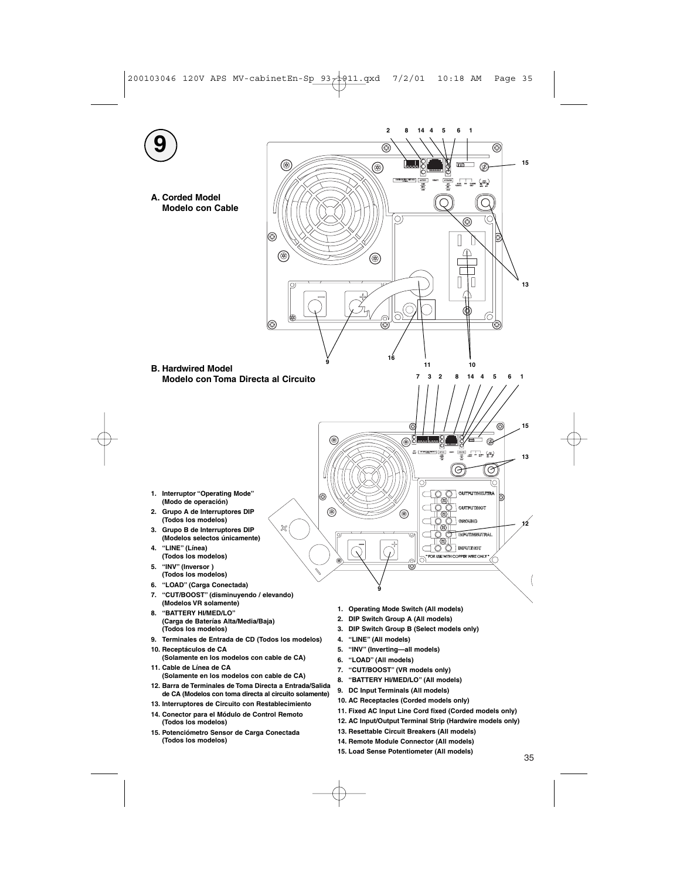# 9

**A. Corded Model**
**Modelo con Cable**

**B. Hardwired Model**
**Modelo con Toma Directa al Circuito**

1. **Interruptor "Operating Mode" (Modo de operación)**
2. **Grupo A de Interruptores DIP (Todos los modelos)**
3. **Grupo B de Interruptores DIP (Modelos selectos únicamente)**
4. **"LINE" (Línea) (Todos los modelos)**
5. **"INV" (Inversor ) (Todos los modelos)**
6. **"LOAD" (Carga Conectada)**
7. **"CUT/BOOST" (disminuyendo / elevando) (Modelos VR solamente)**
8. **"BATTERY HI/MED/LO" (Carga de Baterías Alta/Media/Baja) (Todos los modelos)**
9. **Terminales de Entrada de CD (Todos los modelos)**
10. **Receptáculos de CA (Solamente en los modelos con cable de CA)**
11. **Cable de Línea de CA (Solamente en los modelos con cable de CA)**
12. **Barra de Terminales de Toma Directa a Entrada/Salida de CA (Modelos con toma directa al circuito solamente)**
13. **Interruptores de Circuito con Restablecimiento**
14. **Conector para el Módulo de Control Remoto (Todos los modelos)**
15. **Potenciómetro Sensor de Carga Conectada (Todos los modelos)**

1. **Operating Mode Switch (All models)**
2. **DIP Switch Group A (All models)**
3. **DIP Switch Group B (Select models only)**
4. **"LINE" (All models)**
5. **"INV" (Inverting—all models)**
6. **"LOAD" (All models)**
7. **"CUT/BOOST" (VR models only)**
8. **"BATTERY HI/MED/LO" (All models)**
9. **DC Input Terminals (All models)**
10. **AC Receptacles (Corded models only)**
11. **Fixed AC Input Line Cord fixed (Corded models only)**
12. **AC Input/Output Terminal Strip (Hardwire models only)**
13. **Resettable Circuit Breakers (All models)**
14. **Remote Module Connector (All models)**
15. **Load Sense Potentiometer (All models)**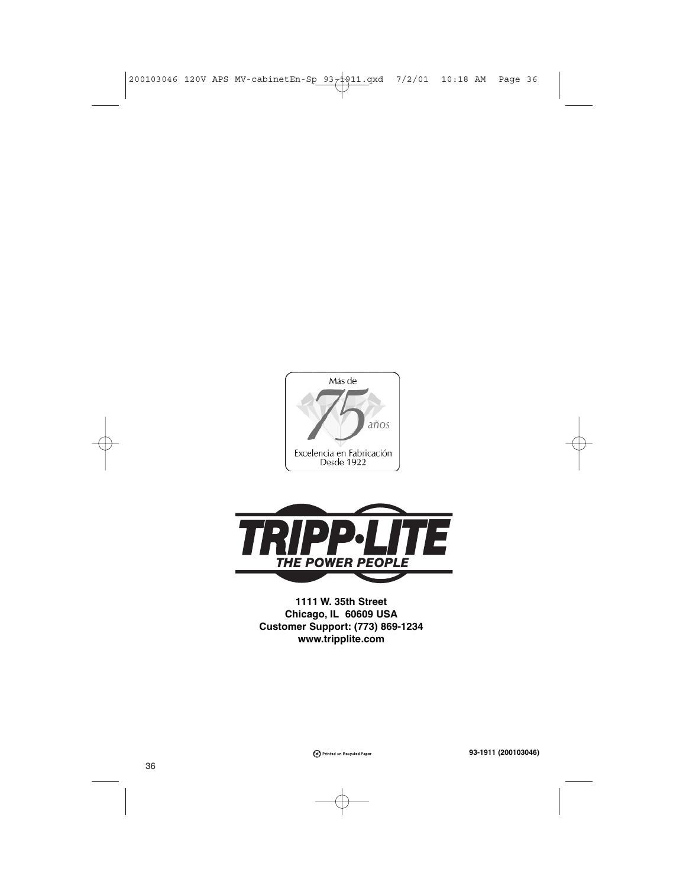Más de

75 años

Excelencia en Fabricación
Desde 1922

TRIPP·LITE
THE POWER PEOPLE

**1111 W. 35th Street**
**Chicago, IL 60609 USA**
**Customer Support: (773) 869-1234**
**www.tripplite.com**

Printed on Recycled Paper

**93-1911 (200103046)**